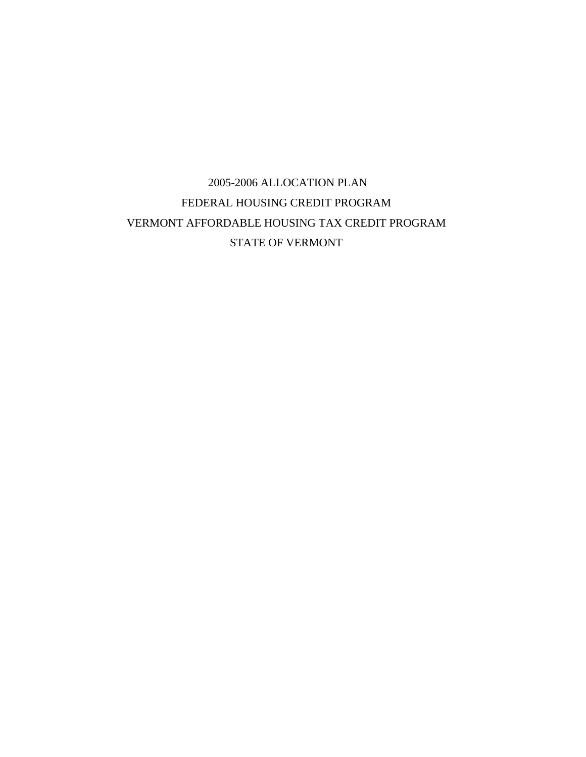# 2005-2006 ALLOCATION PLAN

# FEDERAL HOUSING CREDIT PROGRAM

# VERMONT AFFORDABLE HOUSING TAX CREDIT PROGRAM

# STATE OF VERMONT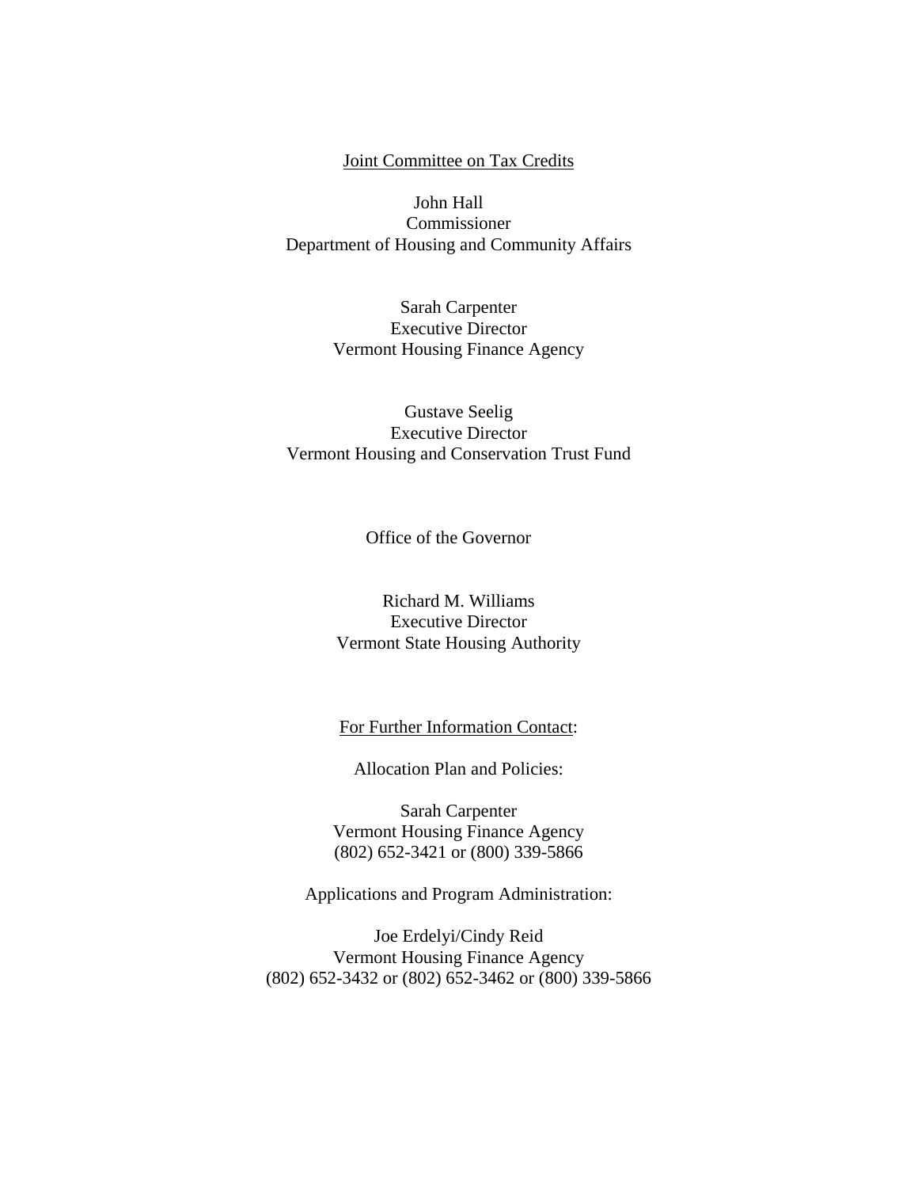<u>Joint Committee on Tax Credits</u>

John Hall
Commissioner
Department of Housing and Community Affairs

Sarah Carpenter
Executive Director
Vermont Housing Finance Agency

Gustave Seelig
Executive Director
Vermont Housing and Conservation Trust Fund

Office of the Governor

Richard M. Williams
Executive Director
Vermont State Housing Authority

<u>For Further Information Contact</u>:

Allocation Plan and Policies:

Sarah Carpenter
Vermont Housing Finance Agency
(802) 652-3421 or (800) 339-5866

Applications and Program Administration:

Joe Erdelyi/Cindy Reid
Vermont Housing Finance Agency
(802) 652-3432 or (802) 652-3462 or (800) 339-5866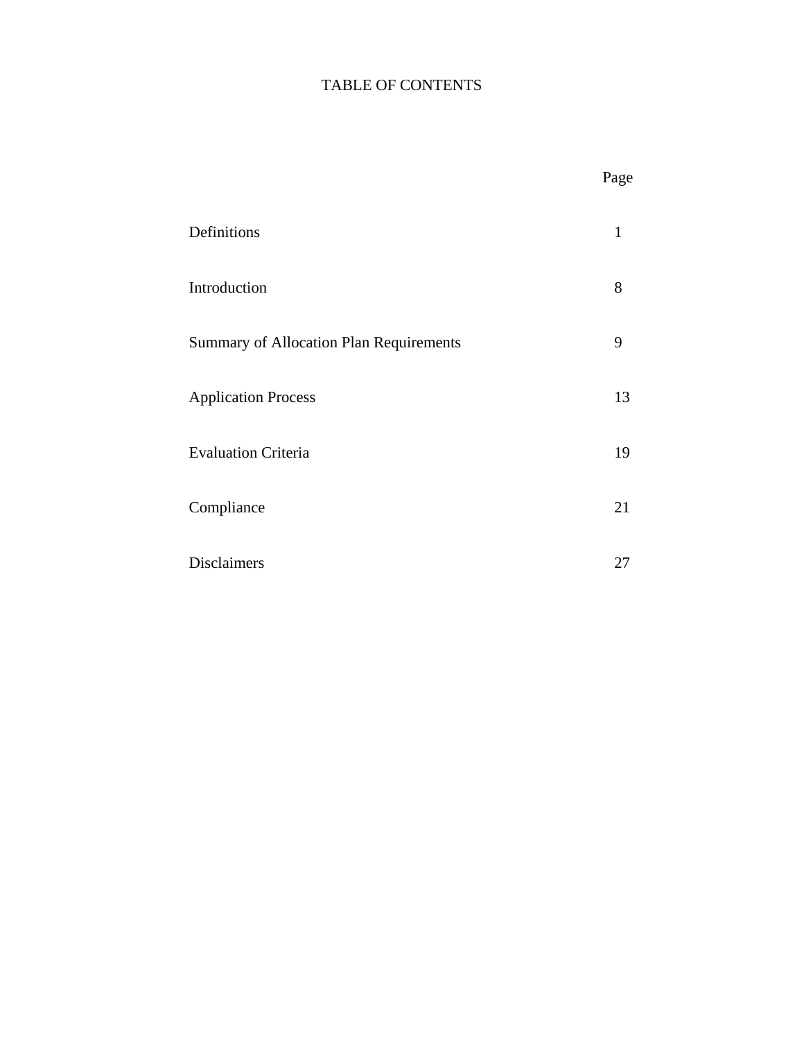# TABLE OF CONTENTS

| | Page |
|---|---|
| Definitions | 1 |
| Introduction | 8 |
| Summary of Allocation Plan Requirements | 9 |
| Application Process | 13 |
| Evaluation Criteria | 19 |
| Compliance | 21 |
| Disclaimers | 27 |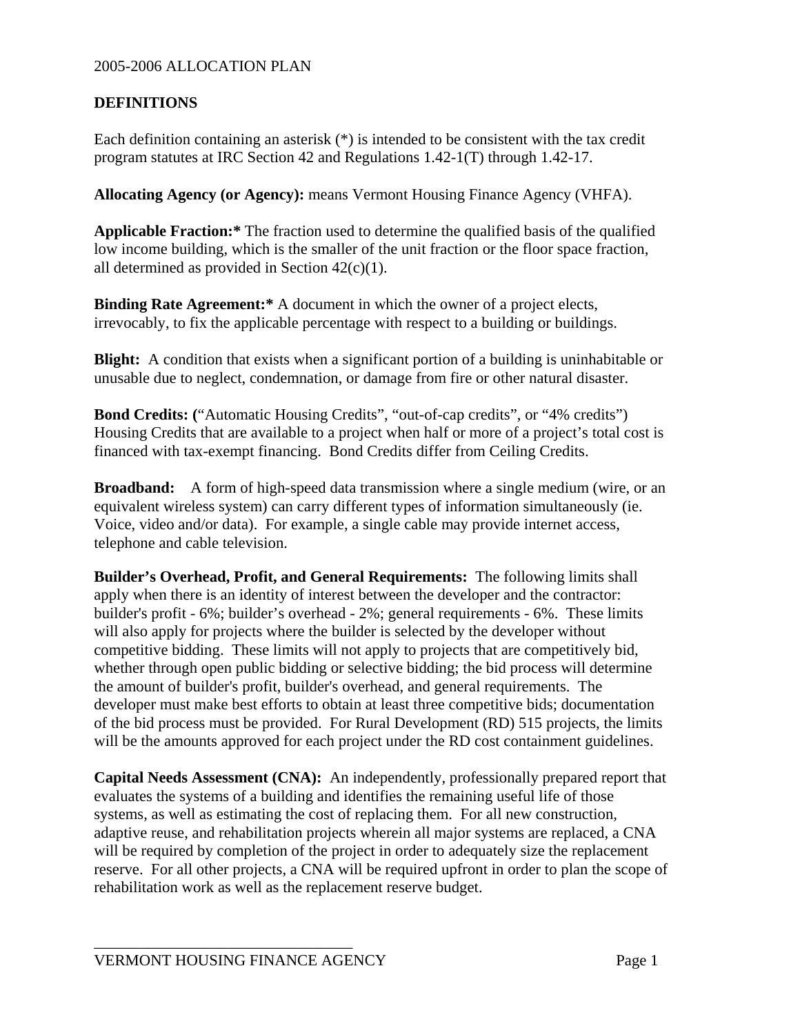2005-2006 ALLOCATION PLAN

## DEFINITIONS

Each definition containing an asterisk (*) is intended to be consistent with the tax credit program statutes at IRC Section 42 and Regulations 1.42-1(T) through 1.42-17.

**Allocating Agency (or Agency):** means Vermont Housing Finance Agency (VHFA).

**Applicable Fraction:*** The fraction used to determine the qualified basis of the qualified low income building, which is the smaller of the unit fraction or the floor space fraction, all determined as provided in Section 42(c)(1).

**Binding Rate Agreement:*** A document in which the owner of a project elects, irrevocably, to fix the applicable percentage with respect to a building or buildings.

**Blight:** A condition that exists when a significant portion of a building is uninhabitable or unusable due to neglect, condemnation, or damage from fire or other natural disaster.

**Bond Credits: (**"Automatic Housing Credits", "out-of-cap credits", or "4% credits") Housing Credits that are available to a project when half or more of a project's total cost is financed with tax-exempt financing. Bond Credits differ from Ceiling Credits.

**Broadband:** A form of high-speed data transmission where a single medium (wire, or an equivalent wireless system) can carry different types of information simultaneously (ie. Voice, video and/or data). For example, a single cable may provide internet access, telephone and cable television.

**Builder's Overhead, Profit, and General Requirements:** The following limits shall apply when there is an identity of interest between the developer and the contractor: builder's profit - 6%; builder's overhead - 2%; general requirements - 6%. These limits will also apply for projects where the builder is selected by the developer without competitive bidding. These limits will not apply to projects that are competitively bid, whether through open public bidding or selective bidding; the bid process will determine the amount of builder's profit, builder's overhead, and general requirements. The developer must make best efforts to obtain at least three competitive bids; documentation of the bid process must be provided. For Rural Development (RD) 515 projects, the limits will be the amounts approved for each project under the RD cost containment guidelines.

**Capital Needs Assessment (CNA):** An independently, professionally prepared report that evaluates the systems of a building and identifies the remaining useful life of those systems, as well as estimating the cost of replacing them. For all new construction, adaptive reuse, and rehabilitation projects wherein all major systems are replaced, a CNA will be required by completion of the project in order to adequately size the replacement reserve. For all other projects, a CNA will be required upfront in order to plan the scope of rehabilitation work as well as the replacement reserve budget.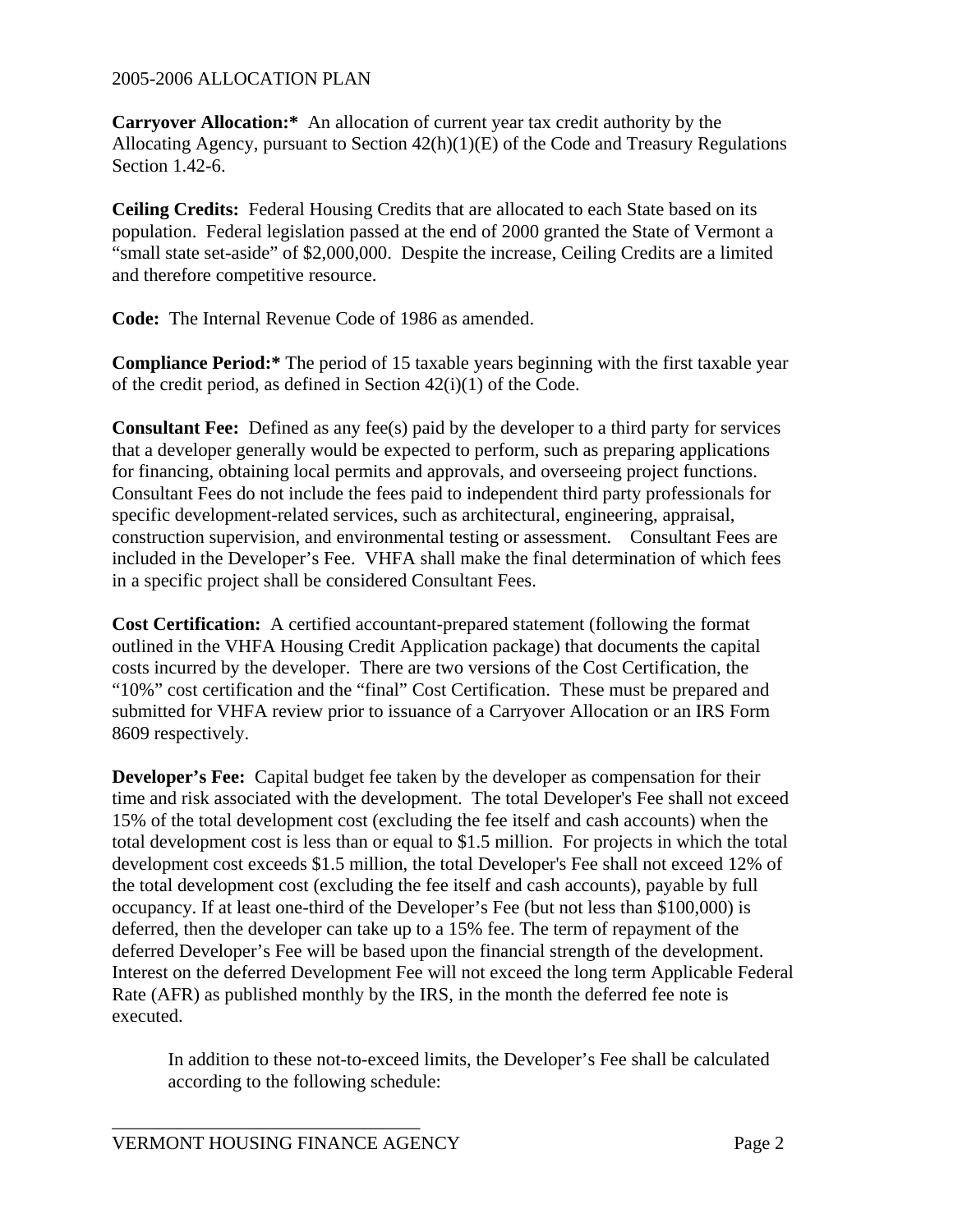**Carryover Allocation:*** An allocation of current year tax credit authority by the Allocating Agency, pursuant to Section 42(h)(1)(E) of the Code and Treasury Regulations Section 1.42-6.

**Ceiling Credits:** Federal Housing Credits that are allocated to each State based on its population. Federal legislation passed at the end of 2000 granted the State of Vermont a "small state set-aside" of $2,000,000. Despite the increase, Ceiling Credits are a limited and therefore competitive resource.

**Code:** The Internal Revenue Code of 1986 as amended.

**Compliance Period:*** The period of 15 taxable years beginning with the first taxable year of the credit period, as defined in Section 42(i)(1) of the Code.

**Consultant Fee:** Defined as any fee(s) paid by the developer to a third party for services that a developer generally would be expected to perform, such as preparing applications for financing, obtaining local permits and approvals, and overseeing project functions. Consultant Fees do not include the fees paid to independent third party professionals for specific development-related services, such as architectural, engineering, appraisal, construction supervision, and environmental testing or assessment. Consultant Fees are included in the Developer's Fee. VHFA shall make the final determination of which fees in a specific project shall be considered Consultant Fees.

**Cost Certification:** A certified accountant-prepared statement (following the format outlined in the VHFA Housing Credit Application package) that documents the capital costs incurred by the developer. There are two versions of the Cost Certification, the "10%" cost certification and the "final" Cost Certification. These must be prepared and submitted for VHFA review prior to issuance of a Carryover Allocation or an IRS Form 8609 respectively.

**Developer's Fee:** Capital budget fee taken by the developer as compensation for their time and risk associated with the development. The total Developer's Fee shall not exceed 15% of the total development cost (excluding the fee itself and cash accounts) when the total development cost is less than or equal to $1.5 million. For projects in which the total development cost exceeds $1.5 million, the total Developer's Fee shall not exceed 12% of the total development cost (excluding the fee itself and cash accounts), payable by full occupancy. If at least one-third of the Developer's Fee (but not less than $100,000) is deferred, then the developer can take up to a 15% fee. The term of repayment of the deferred Developer's Fee will be based upon the financial strength of the development. Interest on the deferred Development Fee will not exceed the long term Applicable Federal Rate (AFR) as published monthly by the IRS, in the month the deferred fee note is executed.

In addition to these not-to-exceed limits, the Developer's Fee shall be calculated according to the following schedule: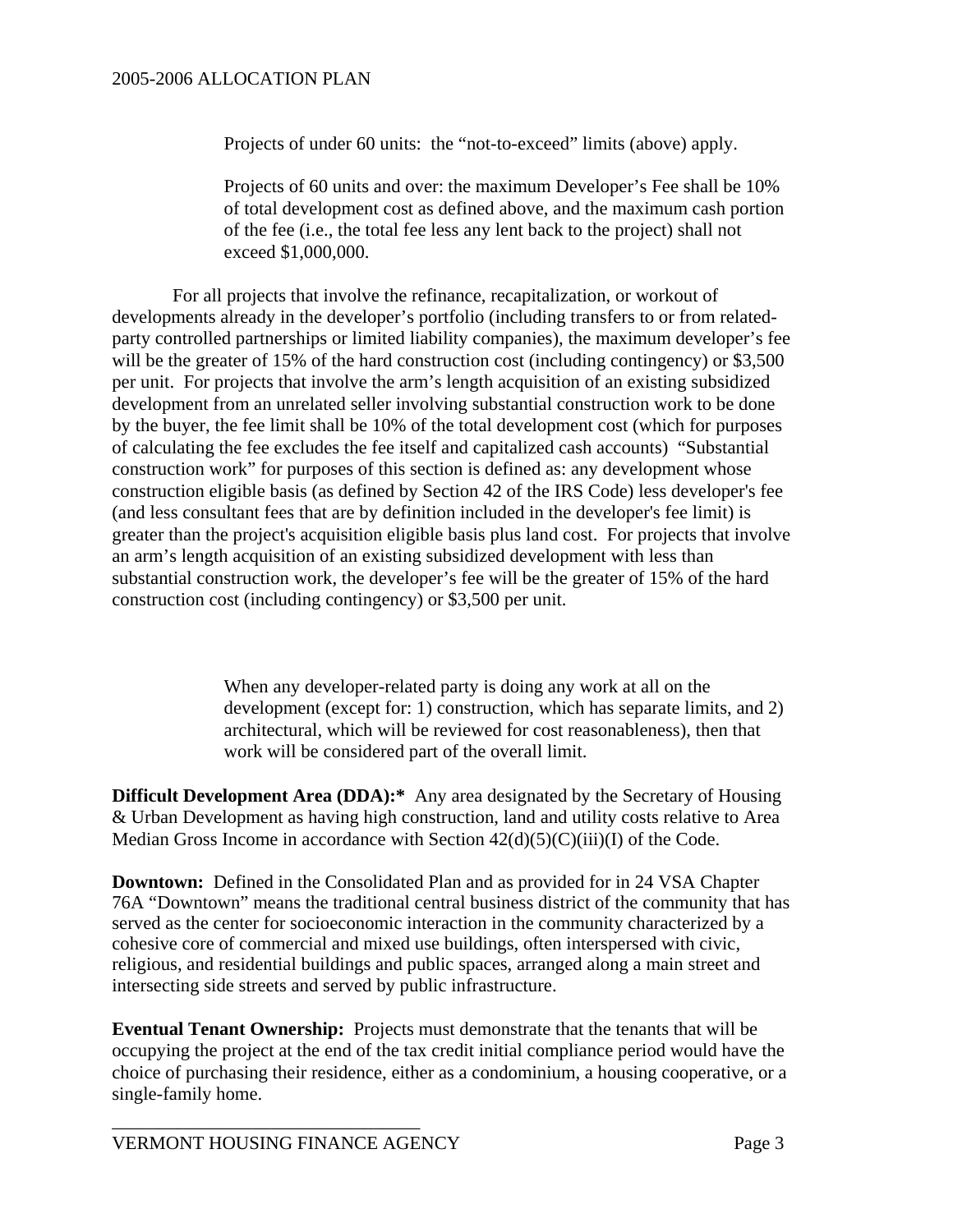Projects of under 60 units: the "not-to-exceed" limits (above) apply.

Projects of 60 units and over: the maximum Developer's Fee shall be 10% of total development cost as defined above, and the maximum cash portion of the fee (i.e., the total fee less any lent back to the project) shall not exceed $1,000,000.

For all projects that involve the refinance, recapitalization, or workout of developments already in the developer's portfolio (including transfers to or from related-party controlled partnerships or limited liability companies), the maximum developer's fee will be the greater of 15% of the hard construction cost (including contingency) or $3,500 per unit. For projects that involve the arm's length acquisition of an existing subsidized development from an unrelated seller involving substantial construction work to be done by the buyer, the fee limit shall be 10% of the total development cost (which for purposes of calculating the fee excludes the fee itself and capitalized cash accounts) "Substantial construction work" for purposes of this section is defined as: any development whose construction eligible basis (as defined by Section 42 of the IRS Code) less developer's fee (and less consultant fees that are by definition included in the developer's fee limit) is greater than the project's acquisition eligible basis plus land cost. For projects that involve an arm's length acquisition of an existing subsidized development with less than substantial construction work, the developer's fee will be the greater of 15% of the hard construction cost (including contingency) or $3,500 per unit.

When any developer-related party is doing any work at all on the development (except for: 1) construction, which has separate limits, and 2) architectural, which will be reviewed for cost reasonableness), then that work will be considered part of the overall limit.

**Difficult Development Area (DDA):*** Any area designated by the Secretary of Housing & Urban Development as having high construction, land and utility costs relative to Area Median Gross Income in accordance with Section 42(d)(5)(C)(iii)(I) of the Code.

**Downtown:** Defined in the Consolidated Plan and as provided for in 24 VSA Chapter 76A "Downtown" means the traditional central business district of the community that has served as the center for socioeconomic interaction in the community characterized by a cohesive core of commercial and mixed use buildings, often interspersed with civic, religious, and residential buildings and public spaces, arranged along a main street and intersecting side streets and served by public infrastructure.

**Eventual Tenant Ownership:** Projects must demonstrate that the tenants that will be occupying the project at the end of the tax credit initial compliance period would have the choice of purchasing their residence, either as a condominium, a housing cooperative, or a single-family home.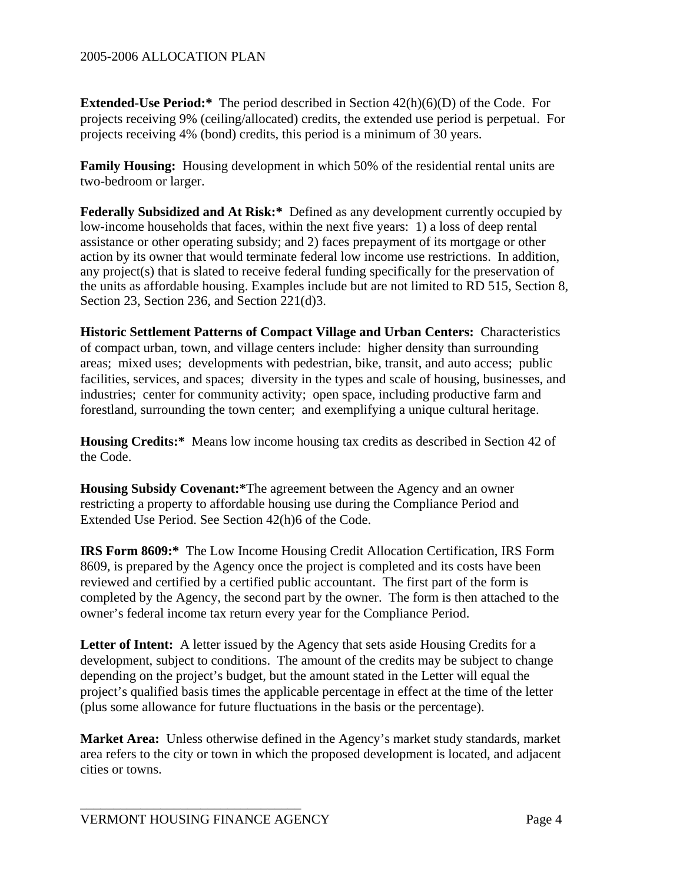**Extended-Use Period:*** The period described in Section 42(h)(6)(D) of the Code. For projects receiving 9% (ceiling/allocated) credits, the extended use period is perpetual. For projects receiving 4% (bond) credits, this period is a minimum of 30 years.

**Family Housing:** Housing development in which 50% of the residential rental units are two-bedroom or larger.

**Federally Subsidized and At Risk:*** Defined as any development currently occupied by low-income households that faces, within the next five years: 1) a loss of deep rental assistance or other operating subsidy; and 2) faces prepayment of its mortgage or other action by its owner that would terminate federal low income use restrictions. In addition, any project(s) that is slated to receive federal funding specifically for the preservation of the units as affordable housing. Examples include but are not limited to RD 515, Section 8, Section 23, Section 236, and Section 221(d)3.

**Historic Settlement Patterns of Compact Village and Urban Centers:** Characteristics of compact urban, town, and village centers include: higher density than surrounding areas; mixed uses; developments with pedestrian, bike, transit, and auto access; public facilities, services, and spaces; diversity in the types and scale of housing, businesses, and industries; center for community activity; open space, including productive farm and forestland, surrounding the town center; and exemplifying a unique cultural heritage.

**Housing Credits:*** Means low income housing tax credits as described in Section 42 of the Code.

**Housing Subsidy Covenant:***The agreement between the Agency and an owner restricting a property to affordable housing use during the Compliance Period and Extended Use Period. See Section 42(h)6 of the Code.

**IRS Form 8609:*** The Low Income Housing Credit Allocation Certification, IRS Form 8609, is prepared by the Agency once the project is completed and its costs have been reviewed and certified by a certified public accountant. The first part of the form is completed by the Agency, the second part by the owner. The form is then attached to the owner's federal income tax return every year for the Compliance Period.

**Letter of Intent:** A letter issued by the Agency that sets aside Housing Credits for a development, subject to conditions. The amount of the credits may be subject to change depending on the project's budget, but the amount stated in the Letter will equal the project's qualified basis times the applicable percentage in effect at the time of the letter (plus some allowance for future fluctuations in the basis or the percentage).

**Market Area:** Unless otherwise defined in the Agency's market study standards, market area refers to the city or town in which the proposed development is located, and adjacent cities or towns.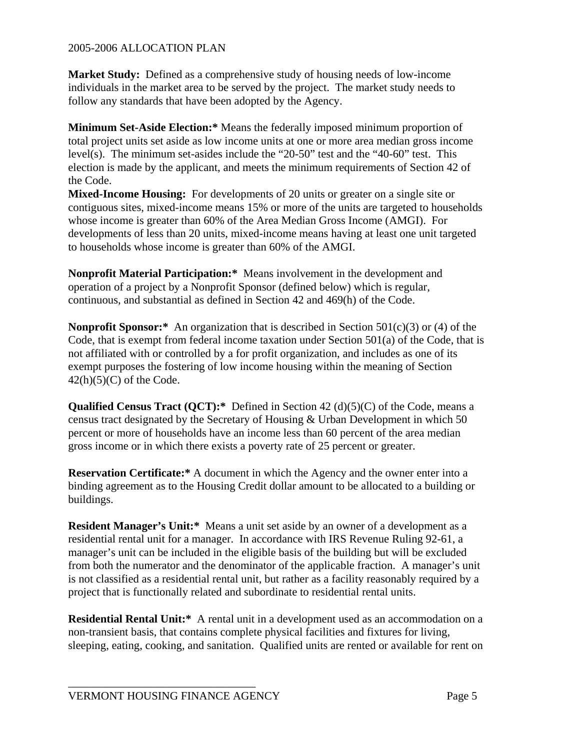**Market Study:** Defined as a comprehensive study of housing needs of low-income individuals in the market area to be served by the project. The market study needs to follow any standards that have been adopted by the Agency.

**Minimum Set-Aside Election:*** Means the federally imposed minimum proportion of total project units set aside as low income units at one or more area median gross income level(s). The minimum set-asides include the "20-50" test and the "40-60" test. This election is made by the applicant, and meets the minimum requirements of Section 42 of the Code.

**Mixed-Income Housing:** For developments of 20 units or greater on a single site or contiguous sites, mixed-income means 15% or more of the units are targeted to households whose income is greater than 60% of the Area Median Gross Income (AMGI). For developments of less than 20 units, mixed-income means having at least one unit targeted to households whose income is greater than 60% of the AMGI.

**Nonprofit Material Participation:*** Means involvement in the development and operation of a project by a Nonprofit Sponsor (defined below) which is regular, continuous, and substantial as defined in Section 42 and 469(h) of the Code.

**Nonprofit Sponsor:*** An organization that is described in Section 501(c)(3) or (4) of the Code, that is exempt from federal income taxation under Section 501(a) of the Code, that is not affiliated with or controlled by a for profit organization, and includes as one of its exempt purposes the fostering of low income housing within the meaning of Section 42(h)(5)(C) of the Code.

**Qualified Census Tract (QCT):*** Defined in Section 42 (d)(5)(C) of the Code, means a census tract designated by the Secretary of Housing & Urban Development in which 50 percent or more of households have an income less than 60 percent of the area median gross income or in which there exists a poverty rate of 25 percent or greater.

**Reservation Certificate:*** A document in which the Agency and the owner enter into a binding agreement as to the Housing Credit dollar amount to be allocated to a building or buildings.

**Resident Manager's Unit:*** Means a unit set aside by an owner of a development as a residential rental unit for a manager. In accordance with IRS Revenue Ruling 92-61, a manager's unit can be included in the eligible basis of the building but will be excluded from both the numerator and the denominator of the applicable fraction. A manager's unit is not classified as a residential rental unit, but rather as a facility reasonably required by a project that is functionally related and subordinate to residential rental units.

**Residential Rental Unit:*** A rental unit in a development used as an accommodation on a non-transient basis, that contains complete physical facilities and fixtures for living, sleeping, eating, cooking, and sanitation. Qualified units are rented or available for rent on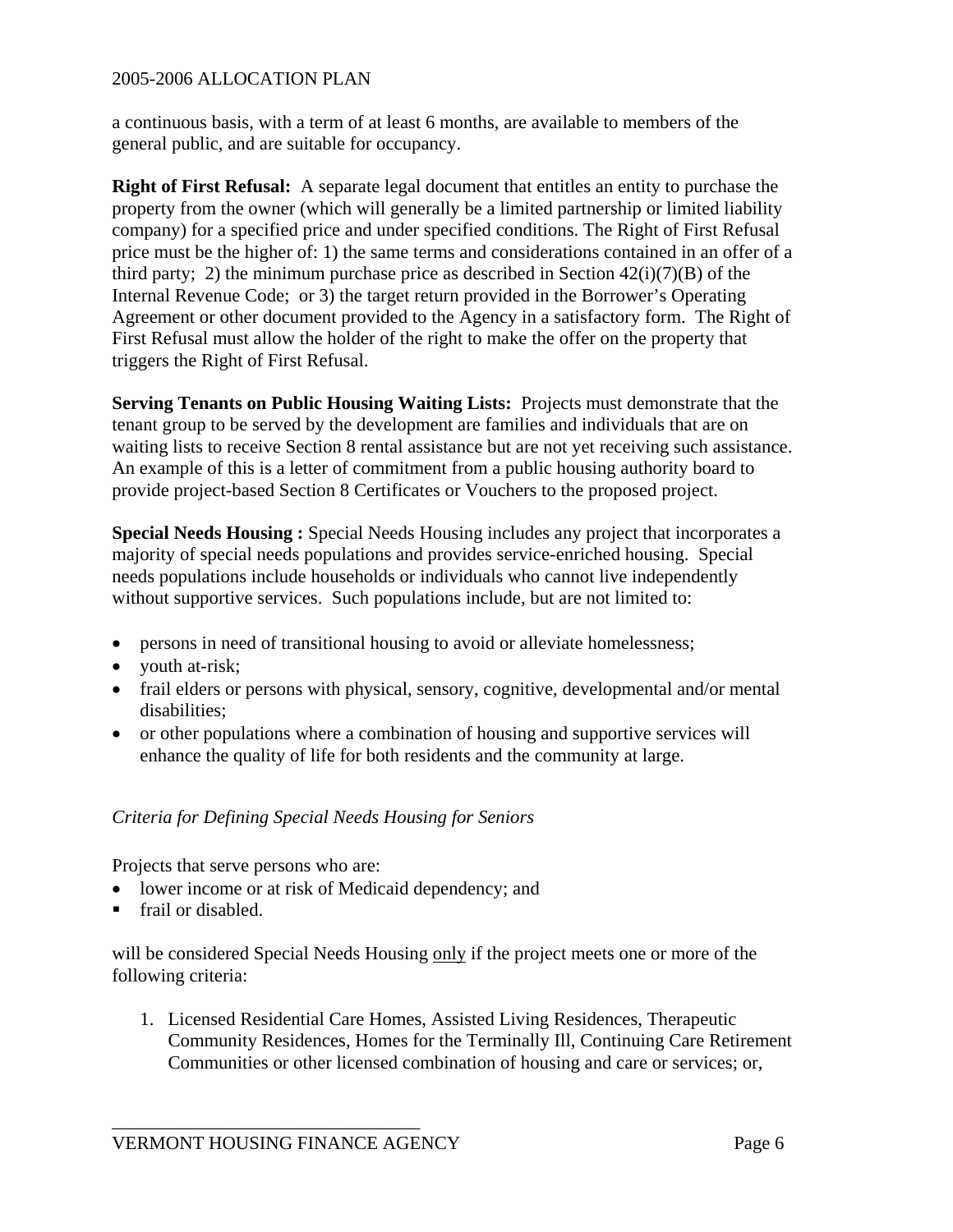a continuous basis, with a term of at least 6 months, are available to members of the general public, and are suitable for occupancy.

**Right of First Refusal:** A separate legal document that entitles an entity to purchase the property from the owner (which will generally be a limited partnership or limited liability company) for a specified price and under specified conditions. The Right of First Refusal price must be the higher of: 1) the same terms and considerations contained in an offer of a third party; 2) the minimum purchase price as described in Section 42(i)(7)(B) of the Internal Revenue Code; or 3) the target return provided in the Borrower's Operating Agreement or other document provided to the Agency in a satisfactory form. The Right of First Refusal must allow the holder of the right to make the offer on the property that triggers the Right of First Refusal.

**Serving Tenants on Public Housing Waiting Lists:** Projects must demonstrate that the tenant group to be served by the development are families and individuals that are on waiting lists to receive Section 8 rental assistance but are not yet receiving such assistance. An example of this is a letter of commitment from a public housing authority board to provide project-based Section 8 Certificates or Vouchers to the proposed project.

**Special Needs Housing :** Special Needs Housing includes any project that incorporates a majority of special needs populations and provides service-enriched housing. Special needs populations include households or individuals who cannot live independently without supportive services. Such populations include, but are not limited to:

- persons in need of transitional housing to avoid or alleviate homelessness;
- youth at-risk;
- frail elders or persons with physical, sensory, cognitive, developmental and/or mental disabilities;
- or other populations where a combination of housing and supportive services will enhance the quality of life for both residents and the community at large.

*Criteria for Defining Special Needs Housing for Seniors*

Projects that serve persons who are:

- lower income or at risk of Medicaid dependency; and
- frail or disabled.

will be considered Special Needs Housing only if the project meets one or more of the following criteria:

1. Licensed Residential Care Homes, Assisted Living Residences, Therapeutic Community Residences, Homes for the Terminally Ill, Continuing Care Retirement Communities or other licensed combination of housing and care or services; or,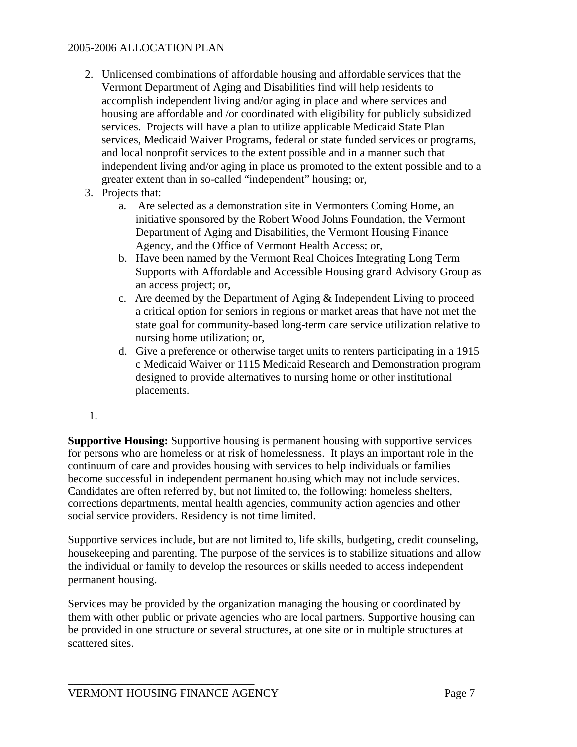2. Unlicensed combinations of affordable housing and affordable services that the Vermont Department of Aging and Disabilities find will help residents to accomplish independent living and/or aging in place and where services and housing are affordable and /or coordinated with eligibility for publicly subsidized services. Projects will have a plan to utilize applicable Medicaid State Plan services, Medicaid Waiver Programs, federal or state funded services or programs, and local nonprofit services to the extent possible and in a manner such that independent living and/or aging in place us promoted to the extent possible and to a greater extent than in so-called "independent" housing; or,
3. Projects that:
   a. Are selected as a demonstration site in Vermonters Coming Home, an initiative sponsored by the Robert Wood Johns Foundation, the Vermont Department of Aging and Disabilities, the Vermont Housing Finance Agency, and the Office of Vermont Health Access; or,
   b. Have been named by the Vermont Real Choices Integrating Long Term Supports with Affordable and Accessible Housing grand Advisory Group as an access project; or,
   c. Are deemed by the Department of Aging & Independent Living to proceed a critical option for seniors in regions or market areas that have not met the state goal for community-based long-term care service utilization relative to nursing home utilization; or,
   d. Give a preference or otherwise target units to renters participating in a 1915 c Medicaid Waiver or 1115 Medicaid Research and Demonstration program designed to provide alternatives to nursing home or other institutional placements.

1.

**Supportive Housing:** Supportive housing is permanent housing with supportive services for persons who are homeless or at risk of homelessness. It plays an important role in the continuum of care and provides housing with services to help individuals or families become successful in independent permanent housing which may not include services. Candidates are often referred by, but not limited to, the following: homeless shelters, corrections departments, mental health agencies, community action agencies and other social service providers. Residency is not time limited.

Supportive services include, but are not limited to, life skills, budgeting, credit counseling, housekeeping and parenting. The purpose of the services is to stabilize situations and allow the individual or family to develop the resources or skills needed to access independent permanent housing.

Services may be provided by the organization managing the housing or coordinated by them with other public or private agencies who are local partners. Supportive housing can be provided in one structure or several structures, at one site or in multiple structures at scattered sites.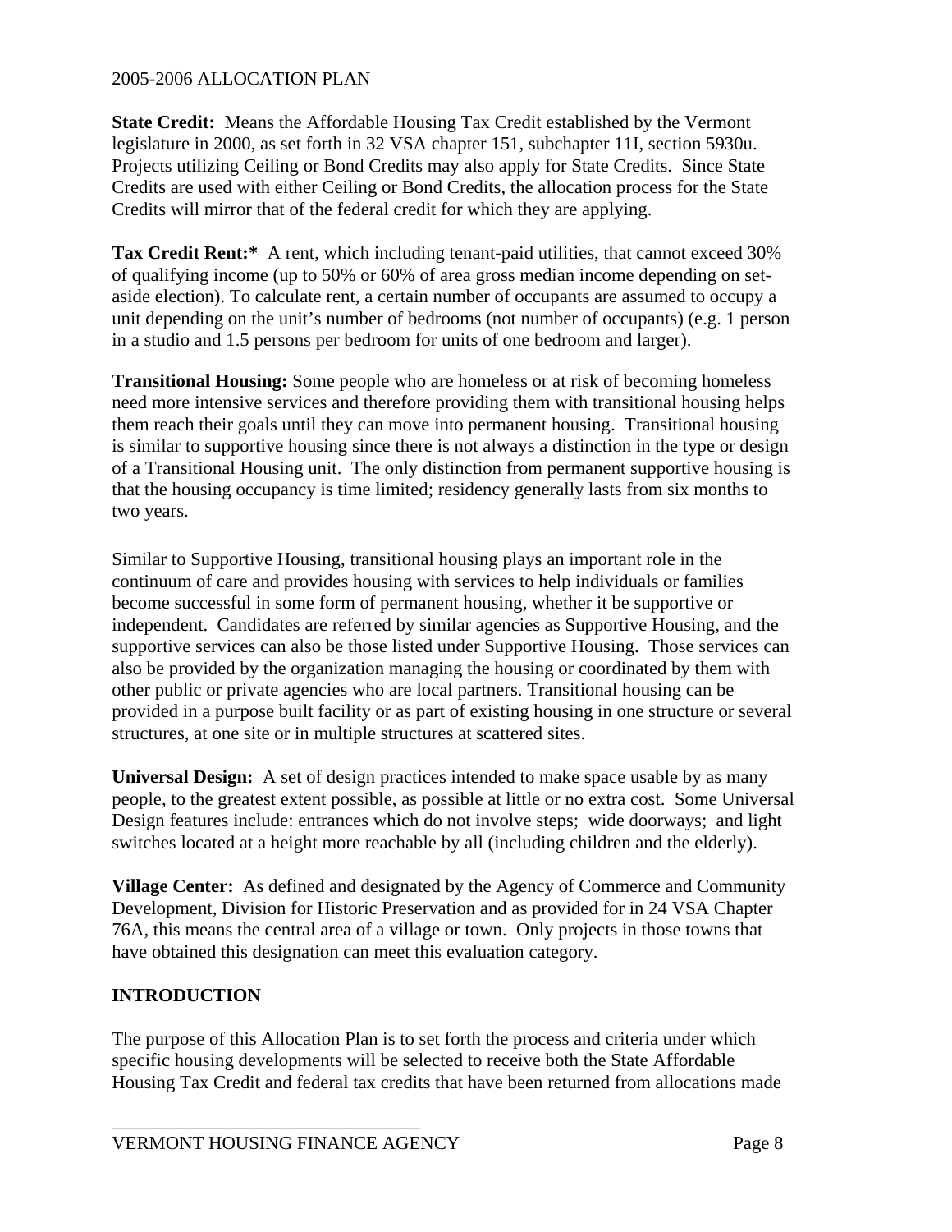**State Credit:** Means the Affordable Housing Tax Credit established by the Vermont legislature in 2000, as set forth in 32 VSA chapter 151, subchapter 11I, section 5930u. Projects utilizing Ceiling or Bond Credits may also apply for State Credits. Since State Credits are used with either Ceiling or Bond Credits, the allocation process for the State Credits will mirror that of the federal credit for which they are applying.

**Tax Credit Rent:*** A rent, which including tenant-paid utilities, that cannot exceed 30% of qualifying income (up to 50% or 60% of area gross median income depending on set-aside election). To calculate rent, a certain number of occupants are assumed to occupy a unit depending on the unit's number of bedrooms (not number of occupants) (e.g. 1 person in a studio and 1.5 persons per bedroom for units of one bedroom and larger).

**Transitional Housing:** Some people who are homeless or at risk of becoming homeless need more intensive services and therefore providing them with transitional housing helps them reach their goals until they can move into permanent housing. Transitional housing is similar to supportive housing since there is not always a distinction in the type or design of a Transitional Housing unit. The only distinction from permanent supportive housing is that the housing occupancy is time limited; residency generally lasts from six months to two years.

Similar to Supportive Housing, transitional housing plays an important role in the continuum of care and provides housing with services to help individuals or families become successful in some form of permanent housing, whether it be supportive or independent. Candidates are referred by similar agencies as Supportive Housing, and the supportive services can also be those listed under Supportive Housing. Those services can also be provided by the organization managing the housing or coordinated by them with other public or private agencies who are local partners. Transitional housing can be provided in a purpose built facility or as part of existing housing in one structure or several structures, at one site or in multiple structures at scattered sites.

**Universal Design:** A set of design practices intended to make space usable by as many people, to the greatest extent possible, as possible at little or no extra cost. Some Universal Design features include: entrances which do not involve steps; wide doorways; and light switches located at a height more reachable by all (including children and the elderly).

**Village Center:** As defined and designated by the Agency of Commerce and Community Development, Division for Historic Preservation and as provided for in 24 VSA Chapter 76A, this means the central area of a village or town. Only projects in those towns that have obtained this designation can meet this evaluation category.

## INTRODUCTION

The purpose of this Allocation Plan is to set forth the process and criteria under which specific housing developments will be selected to receive both the State Affordable Housing Tax Credit and federal tax credits that have been returned from allocations made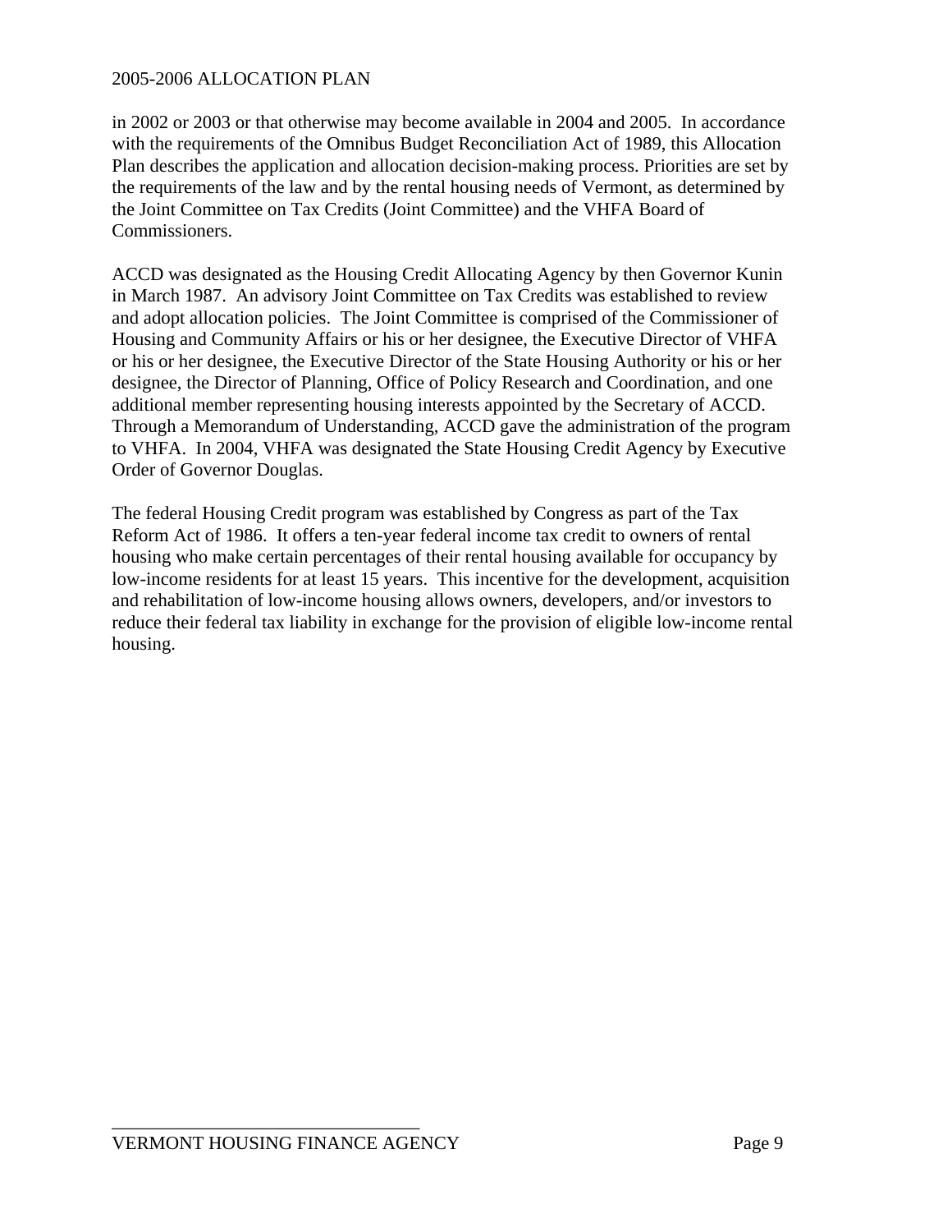in 2002 or 2003 or that otherwise may become available in 2004 and 2005. In accordance with the requirements of the Omnibus Budget Reconciliation Act of 1989, this Allocation Plan describes the application and allocation decision-making process. Priorities are set by the requirements of the law and by the rental housing needs of Vermont, as determined by the Joint Committee on Tax Credits (Joint Committee) and the VHFA Board of Commissioners.

ACCD was designated as the Housing Credit Allocating Agency by then Governor Kunin in March 1987. An advisory Joint Committee on Tax Credits was established to review and adopt allocation policies. The Joint Committee is comprised of the Commissioner of Housing and Community Affairs or his or her designee, the Executive Director of VHFA or his or her designee, the Executive Director of the State Housing Authority or his or her designee, the Director of Planning, Office of Policy Research and Coordination, and one additional member representing housing interests appointed by the Secretary of ACCD. Through a Memorandum of Understanding, ACCD gave the administration of the program to VHFA. In 2004, VHFA was designated the State Housing Credit Agency by Executive Order of Governor Douglas.

The federal Housing Credit program was established by Congress as part of the Tax Reform Act of 1986. It offers a ten-year federal income tax credit to owners of rental housing who make certain percentages of their rental housing available for occupancy by low-income residents for at least 15 years. This incentive for the development, acquisition and rehabilitation of low-income housing allows owners, developers, and/or investors to reduce their federal tax liability in exchange for the provision of eligible low-income rental housing.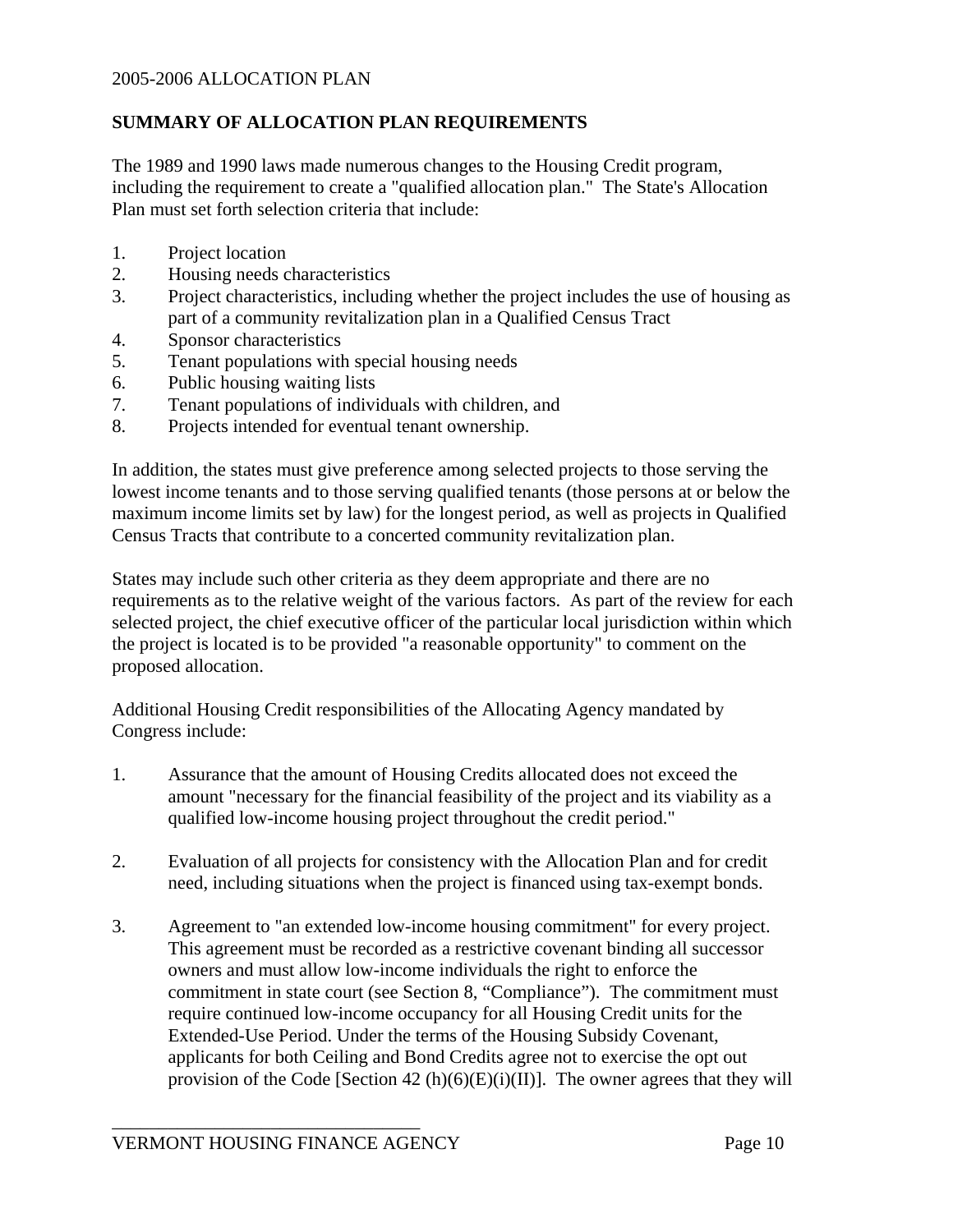## SUMMARY OF ALLOCATION PLAN REQUIREMENTS

The 1989 and 1990 laws made numerous changes to the Housing Credit program, including the requirement to create a "qualified allocation plan." The State's Allocation Plan must set forth selection criteria that include:

1. Project location
2. Housing needs characteristics
3. Project characteristics, including whether the project includes the use of housing as part of a community revitalization plan in a Qualified Census Tract
4. Sponsor characteristics
5. Tenant populations with special housing needs
6. Public housing waiting lists
7. Tenant populations of individuals with children, and
8. Projects intended for eventual tenant ownership.

In addition, the states must give preference among selected projects to those serving the lowest income tenants and to those serving qualified tenants (those persons at or below the maximum income limits set by law) for the longest period, as well as projects in Qualified Census Tracts that contribute to a concerted community revitalization plan.

States may include such other criteria as they deem appropriate and there are no requirements as to the relative weight of the various factors. As part of the review for each selected project, the chief executive officer of the particular local jurisdiction within which the project is located is to be provided "a reasonable opportunity" to comment on the proposed allocation.

Additional Housing Credit responsibilities of the Allocating Agency mandated by Congress include:

1. Assurance that the amount of Housing Credits allocated does not exceed the amount "necessary for the financial feasibility of the project and its viability as a qualified low-income housing project throughout the credit period."

2. Evaluation of all projects for consistency with the Allocation Plan and for credit need, including situations when the project is financed using tax-exempt bonds.

3. Agreement to "an extended low-income housing commitment" for every project. This agreement must be recorded as a restrictive covenant binding all successor owners and must allow low-income individuals the right to enforce the commitment in state court (see Section 8, "Compliance"). The commitment must require continued low-income occupancy for all Housing Credit units for the Extended-Use Period. Under the terms of the Housing Subsidy Covenant, applicants for both Ceiling and Bond Credits agree not to exercise the opt out provision of the Code [Section 42 (h)(6)(E)(i)(II)]. The owner agrees that they will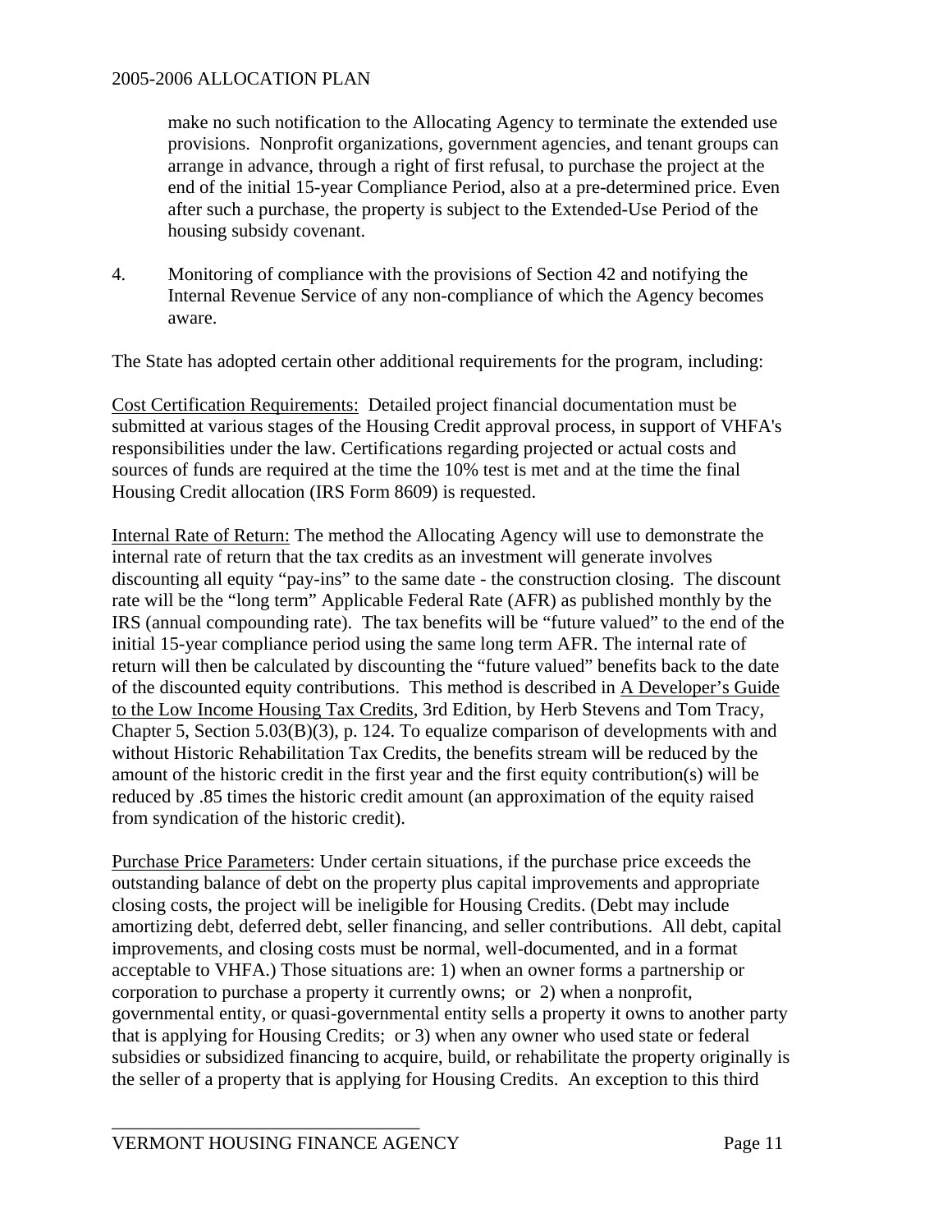make no such notification to the Allocating Agency to terminate the extended use provisions. Nonprofit organizations, government agencies, and tenant groups can arrange in advance, through a right of first refusal, to purchase the project at the end of the initial 15-year Compliance Period, also at a pre-determined price. Even after such a purchase, the property is subject to the Extended-Use Period of the housing subsidy covenant.

4. Monitoring of compliance with the provisions of Section 42 and notifying the Internal Revenue Service of any non-compliance of which the Agency becomes aware.

The State has adopted certain other additional requirements for the program, including:

Cost Certification Requirements: Detailed project financial documentation must be submitted at various stages of the Housing Credit approval process, in support of VHFA's responsibilities under the law. Certifications regarding projected or actual costs and sources of funds are required at the time the 10% test is met and at the time the final Housing Credit allocation (IRS Form 8609) is requested.

Internal Rate of Return: The method the Allocating Agency will use to demonstrate the internal rate of return that the tax credits as an investment will generate involves discounting all equity "pay-ins" to the same date - the construction closing. The discount rate will be the "long term" Applicable Federal Rate (AFR) as published monthly by the IRS (annual compounding rate). The tax benefits will be "future valued" to the end of the initial 15-year compliance period using the same long term AFR. The internal rate of return will then be calculated by discounting the "future valued" benefits back to the date of the discounted equity contributions. This method is described in A Developer's Guide to the Low Income Housing Tax Credits, 3rd Edition, by Herb Stevens and Tom Tracy, Chapter 5, Section 5.03(B)(3), p. 124. To equalize comparison of developments with and without Historic Rehabilitation Tax Credits, the benefits stream will be reduced by the amount of the historic credit in the first year and the first equity contribution(s) will be reduced by .85 times the historic credit amount (an approximation of the equity raised from syndication of the historic credit).

Purchase Price Parameters: Under certain situations, if the purchase price exceeds the outstanding balance of debt on the property plus capital improvements and appropriate closing costs, the project will be ineligible for Housing Credits. (Debt may include amortizing debt, deferred debt, seller financing, and seller contributions. All debt, capital improvements, and closing costs must be normal, well-documented, and in a format acceptable to VHFA.) Those situations are: 1) when an owner forms a partnership or corporation to purchase a property it currently owns; or 2) when a nonprofit, governmental entity, or quasi-governmental entity sells a property it owns to another party that is applying for Housing Credits; or 3) when any owner who used state or federal subsidies or subsidized financing to acquire, build, or rehabilitate the property originally is the seller of a property that is applying for Housing Credits. An exception to this third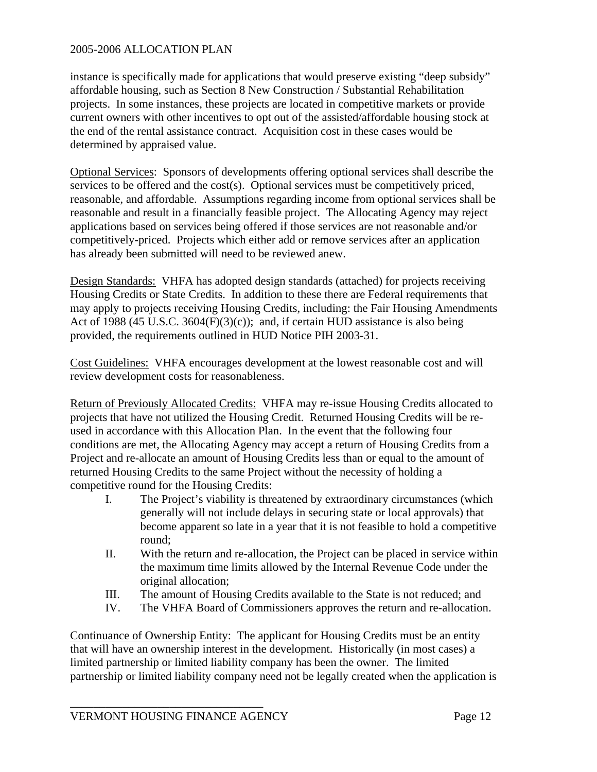instance is specifically made for applications that would preserve existing "deep subsidy" affordable housing, such as Section 8 New Construction / Substantial Rehabilitation projects. In some instances, these projects are located in competitive markets or provide current owners with other incentives to opt out of the assisted/affordable housing stock at the end of the rental assistance contract. Acquisition cost in these cases would be determined by appraised value.

Optional Services: Sponsors of developments offering optional services shall describe the services to be offered and the cost(s). Optional services must be competitively priced, reasonable, and affordable. Assumptions regarding income from optional services shall be reasonable and result in a financially feasible project. The Allocating Agency may reject applications based on services being offered if those services are not reasonable and/or competitively-priced. Projects which either add or remove services after an application has already been submitted will need to be reviewed anew.

Design Standards: VHFA has adopted design standards (attached) for projects receiving Housing Credits or State Credits. In addition to these there are Federal requirements that may apply to projects receiving Housing Credits, including: the Fair Housing Amendments Act of 1988 (45 U.S.C. 3604(F)(3)(c)); and, if certain HUD assistance is also being provided, the requirements outlined in HUD Notice PIH 2003-31.

Cost Guidelines: VHFA encourages development at the lowest reasonable cost and will review development costs for reasonableness.

Return of Previously Allocated Credits: VHFA may re-issue Housing Credits allocated to projects that have not utilized the Housing Credit. Returned Housing Credits will be re-used in accordance with this Allocation Plan. In the event that the following four conditions are met, the Allocating Agency may accept a return of Housing Credits from a Project and re-allocate an amount of Housing Credits less than or equal to the amount of returned Housing Credits to the same Project without the necessity of holding a competitive round for the Housing Credits:

I. The Project's viability is threatened by extraordinary circumstances (which generally will not include delays in securing state or local approvals) that become apparent so late in a year that it is not feasible to hold a competitive round;
II. With the return and re-allocation, the Project can be placed in service within the maximum time limits allowed by the Internal Revenue Code under the original allocation;
III. The amount of Housing Credits available to the State is not reduced; and
IV. The VHFA Board of Commissioners approves the return and re-allocation.

Continuance of Ownership Entity: The applicant for Housing Credits must be an entity that will have an ownership interest in the development. Historically (in most cases) a limited partnership or limited liability company has been the owner. The limited partnership or limited liability company need not be legally created when the application is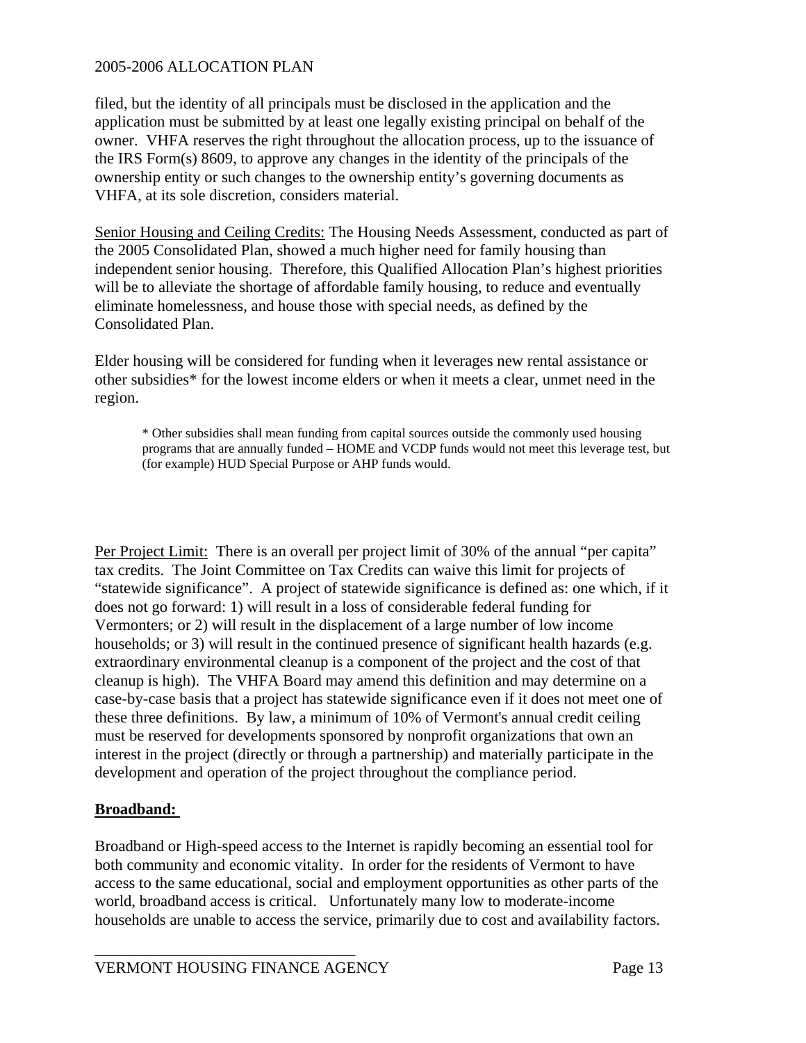filed, but the identity of all principals must be disclosed in the application and the application must be submitted by at least one legally existing principal on behalf of the owner. VHFA reserves the right throughout the allocation process, up to the issuance of the IRS Form(s) 8609, to approve any changes in the identity of the principals of the ownership entity or such changes to the ownership entity's governing documents as VHFA, at its sole discretion, considers material.

Senior Housing and Ceiling Credits: The Housing Needs Assessment, conducted as part of the 2005 Consolidated Plan, showed a much higher need for family housing than independent senior housing. Therefore, this Qualified Allocation Plan's highest priorities will be to alleviate the shortage of affordable family housing, to reduce and eventually eliminate homelessness, and house those with special needs, as defined by the Consolidated Plan.

Elder housing will be considered for funding when it leverages new rental assistance or other subsidies* for the lowest income elders or when it meets a clear, unmet need in the region.

> * Other subsidies shall mean funding from capital sources outside the commonly used housing programs that are annually funded – HOME and VCDP funds would not meet this leverage test, but (for example) HUD Special Purpose or AHP funds would.

Per Project Limit: There is an overall per project limit of 30% of the annual "per capita" tax credits. The Joint Committee on Tax Credits can waive this limit for projects of "statewide significance". A project of statewide significance is defined as: one which, if it does not go forward: 1) will result in a loss of considerable federal funding for Vermonters; or 2) will result in the displacement of a large number of low income households; or 3) will result in the continued presence of significant health hazards (e.g. extraordinary environmental cleanup is a component of the project and the cost of that cleanup is high). The VHFA Board may amend this definition and may determine on a case-by-case basis that a project has statewide significance even if it does not meet one of these three definitions. By law, a minimum of 10% of Vermont's annual credit ceiling must be reserved for developments sponsored by nonprofit organizations that own an interest in the project (directly or through a partnership) and materially participate in the development and operation of the project throughout the compliance period.

**Broadband:**

Broadband or High-speed access to the Internet is rapidly becoming an essential tool for both community and economic vitality. In order for the residents of Vermont to have access to the same educational, social and employment opportunities as other parts of the world, broadband access is critical. Unfortunately many low to moderate-income households are unable to access the service, primarily due to cost and availability factors.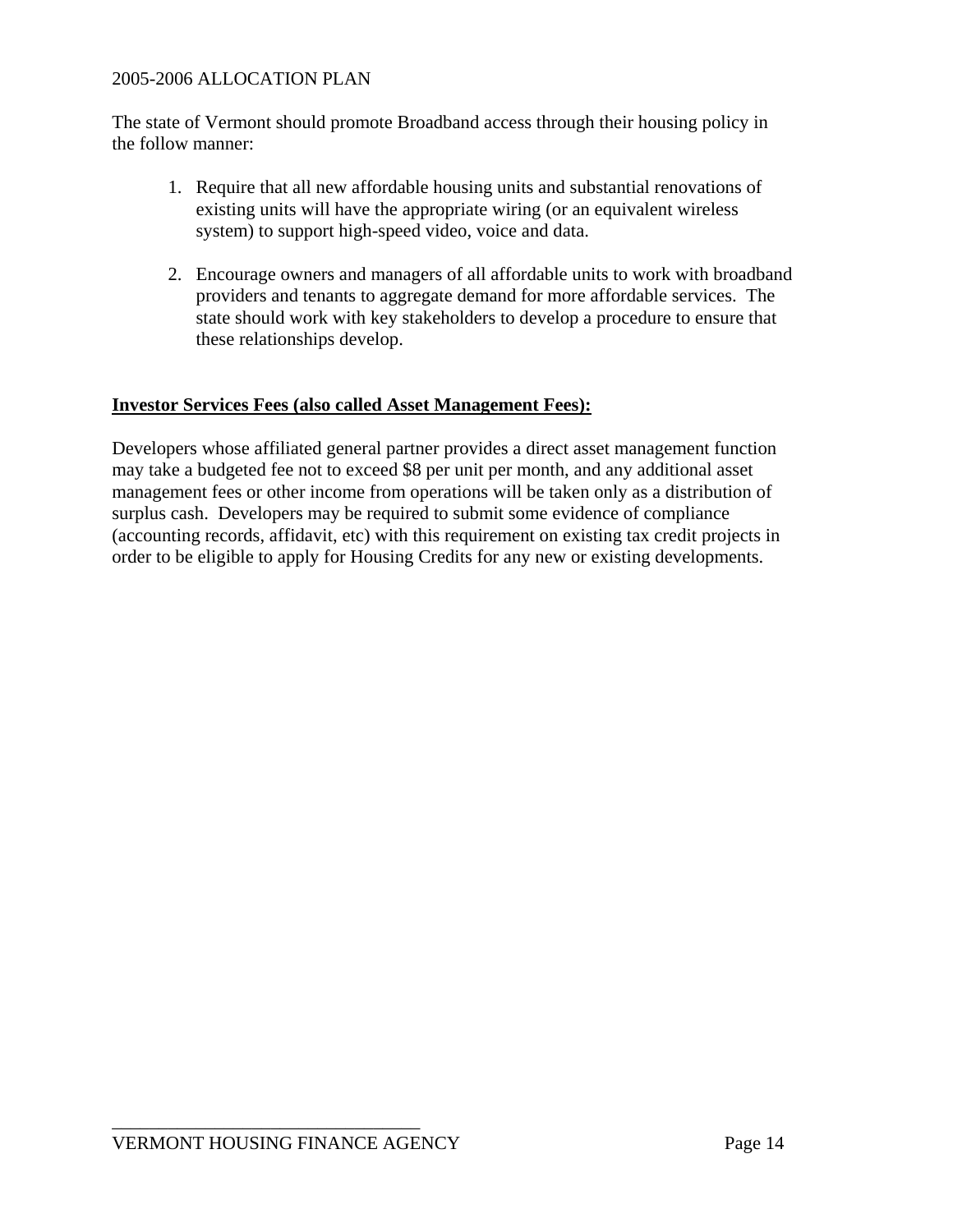The state of Vermont should promote Broadband access through their housing policy in the follow manner:

1. Require that all new affordable housing units and substantial renovations of existing units will have the appropriate wiring (or an equivalent wireless system) to support high-speed video, voice and data.

2. Encourage owners and managers of all affordable units to work with broadband providers and tenants to aggregate demand for more affordable services. The state should work with key stakeholders to develop a procedure to ensure that these relationships develop.

**Investor Services Fees (also called Asset Management Fees):**

Developers whose affiliated general partner provides a direct asset management function may take a budgeted fee not to exceed $8 per unit per month, and any additional asset management fees or other income from operations will be taken only as a distribution of surplus cash. Developers may be required to submit some evidence of compliance (accounting records, affidavit, etc) with this requirement on existing tax credit projects in order to be eligible to apply for Housing Credits for any new or existing developments.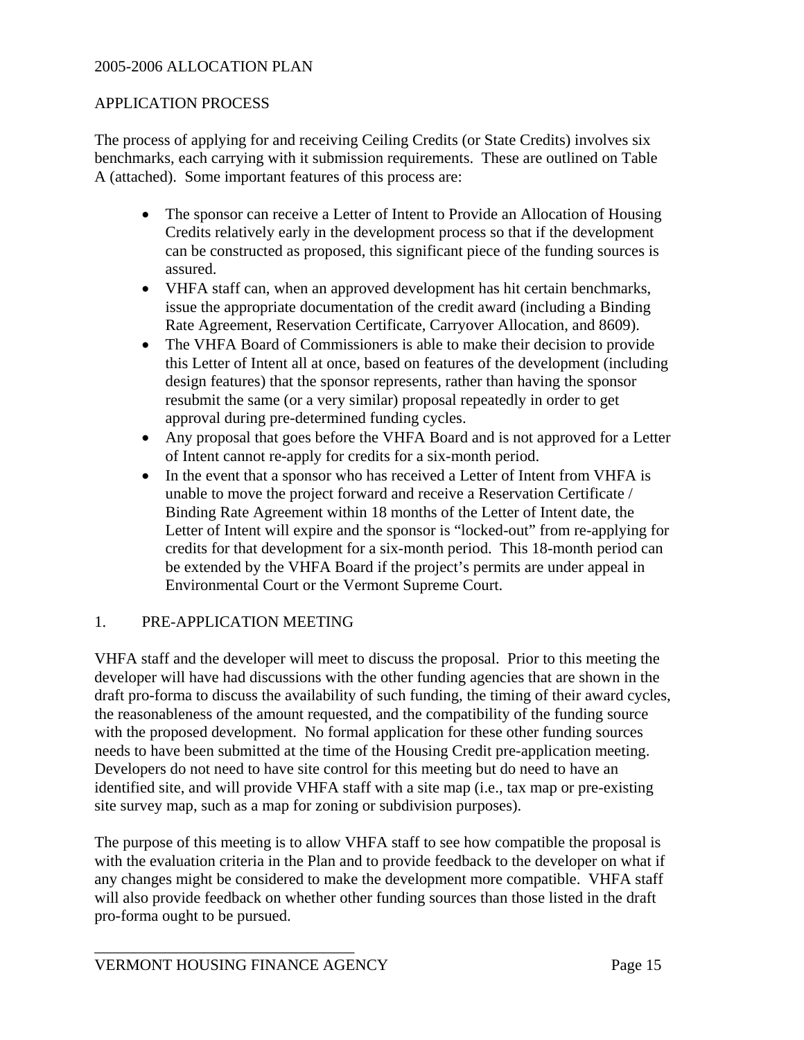## APPLICATION PROCESS

The process of applying for and receiving Ceiling Credits (or State Credits) involves six benchmarks, each carrying with it submission requirements. These are outlined on Table A (attached). Some important features of this process are:

- The sponsor can receive a Letter of Intent to Provide an Allocation of Housing Credits relatively early in the development process so that if the development can be constructed as proposed, this significant piece of the funding sources is assured.
- VHFA staff can, when an approved development has hit certain benchmarks, issue the appropriate documentation of the credit award (including a Binding Rate Agreement, Reservation Certificate, Carryover Allocation, and 8609).
- The VHFA Board of Commissioners is able to make their decision to provide this Letter of Intent all at once, based on features of the development (including design features) that the sponsor represents, rather than having the sponsor resubmit the same (or a very similar) proposal repeatedly in order to get approval during pre-determined funding cycles.
- Any proposal that goes before the VHFA Board and is not approved for a Letter of Intent cannot re-apply for credits for a six-month period.
- In the event that a sponsor who has received a Letter of Intent from VHFA is unable to move the project forward and receive a Reservation Certificate / Binding Rate Agreement within 18 months of the Letter of Intent date, the Letter of Intent will expire and the sponsor is "locked-out" from re-applying for credits for that development for a six-month period. This 18-month period can be extended by the VHFA Board if the project's permits are under appeal in Environmental Court or the Vermont Supreme Court.

### 1. PRE-APPLICATION MEETING

VHFA staff and the developer will meet to discuss the proposal. Prior to this meeting the developer will have had discussions with the other funding agencies that are shown in the draft pro-forma to discuss the availability of such funding, the timing of their award cycles, the reasonableness of the amount requested, and the compatibility of the funding source with the proposed development. No formal application for these other funding sources needs to have been submitted at the time of the Housing Credit pre-application meeting. Developers do not need to have site control for this meeting but do need to have an identified site, and will provide VHFA staff with a site map (i.e., tax map or pre-existing site survey map, such as a map for zoning or subdivision purposes).

The purpose of this meeting is to allow VHFA staff to see how compatible the proposal is with the evaluation criteria in the Plan and to provide feedback to the developer on what if any changes might be considered to make the development more compatible. VHFA staff will also provide feedback on whether other funding sources than those listed in the draft pro-forma ought to be pursued.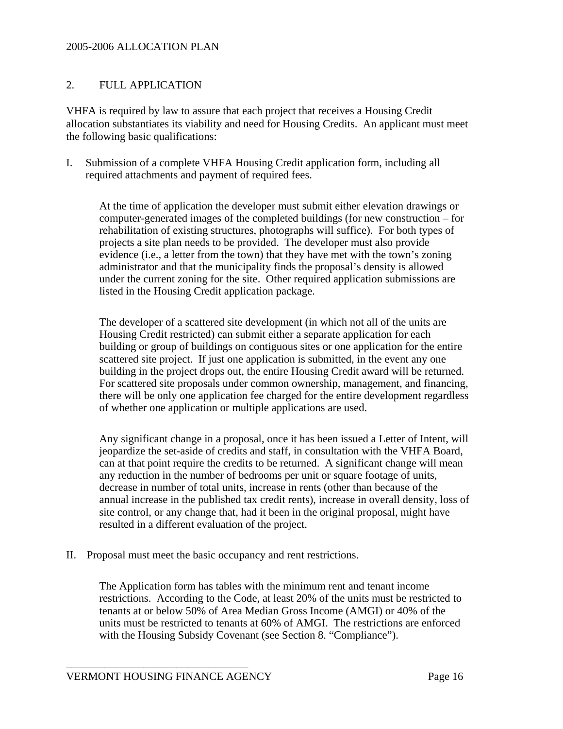## 2. FULL APPLICATION

VHFA is required by law to assure that each project that receives a Housing Credit allocation substantiates its viability and need for Housing Credits. An applicant must meet the following basic qualifications:

I. Submission of a complete VHFA Housing Credit application form, including all required attachments and payment of required fees.

   At the time of application the developer must submit either elevation drawings or computer-generated images of the completed buildings (for new construction – for rehabilitation of existing structures, photographs will suffice). For both types of projects a site plan needs to be provided. The developer must also provide evidence (i.e., a letter from the town) that they have met with the town's zoning administrator and that the municipality finds the proposal's density is allowed under the current zoning for the site. Other required application submissions are listed in the Housing Credit application package.

   The developer of a scattered site development (in which not all of the units are Housing Credit restricted) can submit either a separate application for each building or group of buildings on contiguous sites or one application for the entire scattered site project. If just one application is submitted, in the event any one building in the project drops out, the entire Housing Credit award will be returned. For scattered site proposals under common ownership, management, and financing, there will be only one application fee charged for the entire development regardless of whether one application or multiple applications are used.

   Any significant change in a proposal, once it has been issued a Letter of Intent, will jeopardize the set-aside of credits and staff, in consultation with the VHFA Board, can at that point require the credits to be returned. A significant change will mean any reduction in the number of bedrooms per unit or square footage of units, decrease in number of total units, increase in rents (other than because of the annual increase in the published tax credit rents), increase in overall density, loss of site control, or any change that, had it been in the original proposal, might have resulted in a different evaluation of the project.

II. Proposal must meet the basic occupancy and rent restrictions.

   The Application form has tables with the minimum rent and tenant income restrictions. According to the Code, at least 20% of the units must be restricted to tenants at or below 50% of Area Median Gross Income (AMGI) or 40% of the units must be restricted to tenants at 60% of AMGI. The restrictions are enforced with the Housing Subsidy Covenant (see Section 8. "Compliance").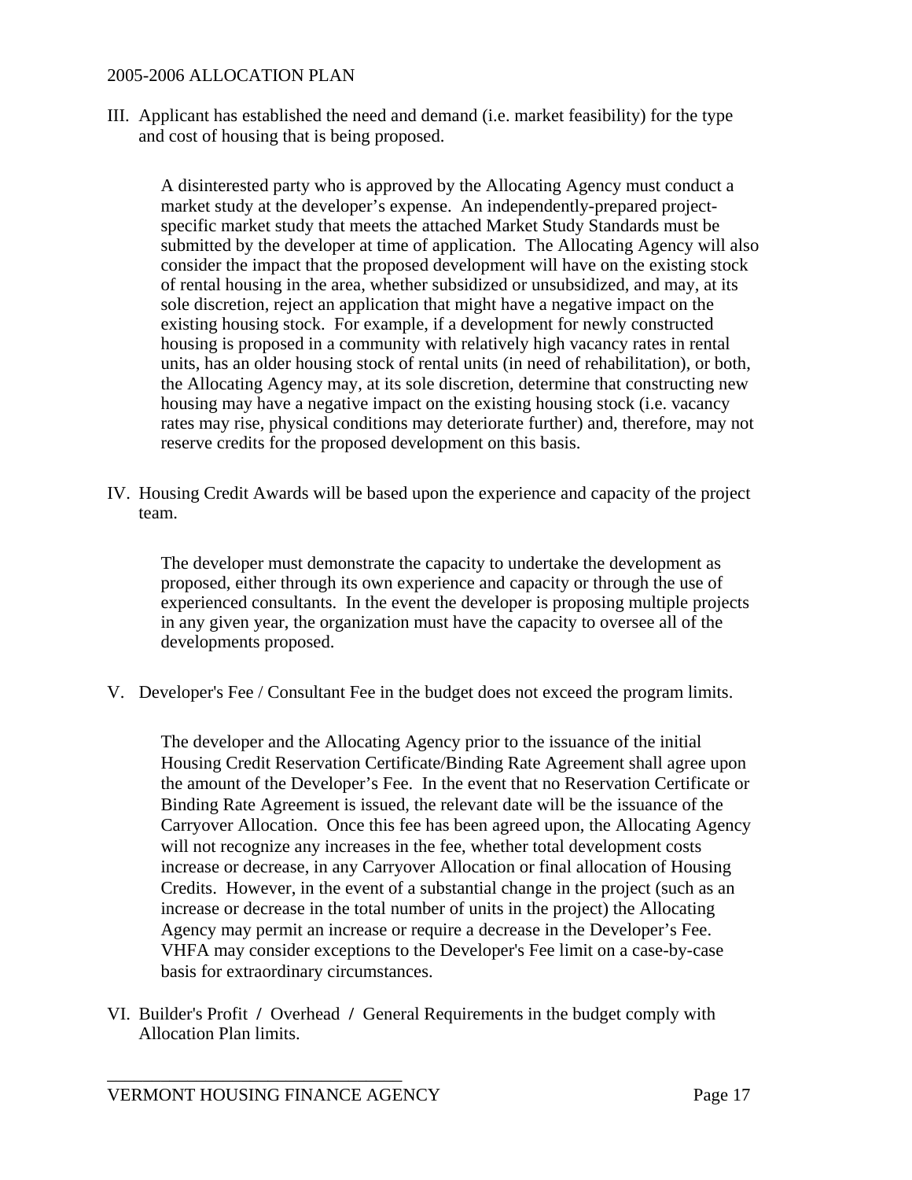III. Applicant has established the need and demand (i.e. market feasibility) for the type and cost of housing that is being proposed.

   A disinterested party who is approved by the Allocating Agency must conduct a market study at the developer's expense. An independently-prepared project-specific market study that meets the attached Market Study Standards must be submitted by the developer at time of application. The Allocating Agency will also consider the impact that the proposed development will have on the existing stock of rental housing in the area, whether subsidized or unsubsidized, and may, at its sole discretion, reject an application that might have a negative impact on the existing housing stock. For example, if a development for newly constructed housing is proposed in a community with relatively high vacancy rates in rental units, has an older housing stock of rental units (in need of rehabilitation), or both, the Allocating Agency may, at its sole discretion, determine that constructing new housing may have a negative impact on the existing housing stock (i.e. vacancy rates may rise, physical conditions may deteriorate further) and, therefore, may not reserve credits for the proposed development on this basis.

IV. Housing Credit Awards will be based upon the experience and capacity of the project team.

   The developer must demonstrate the capacity to undertake the development as proposed, either through its own experience and capacity or through the use of experienced consultants. In the event the developer is proposing multiple projects in any given year, the organization must have the capacity to oversee all of the developments proposed.

V. Developer's Fee / Consultant Fee in the budget does not exceed the program limits.

   The developer and the Allocating Agency prior to the issuance of the initial Housing Credit Reservation Certificate/Binding Rate Agreement shall agree upon the amount of the Developer's Fee. In the event that no Reservation Certificate or Binding Rate Agreement is issued, the relevant date will be the issuance of the Carryover Allocation. Once this fee has been agreed upon, the Allocating Agency will not recognize any increases in the fee, whether total development costs increase or decrease, in any Carryover Allocation or final allocation of Housing Credits. However, in the event of a substantial change in the project (such as an increase or decrease in the total number of units in the project) the Allocating Agency may permit an increase or require a decrease in the Developer's Fee. VHFA may consider exceptions to the Developer's Fee limit on a case-by-case basis for extraordinary circumstances.

VI. Builder's Profit / Overhead / General Requirements in the budget comply with Allocation Plan limits.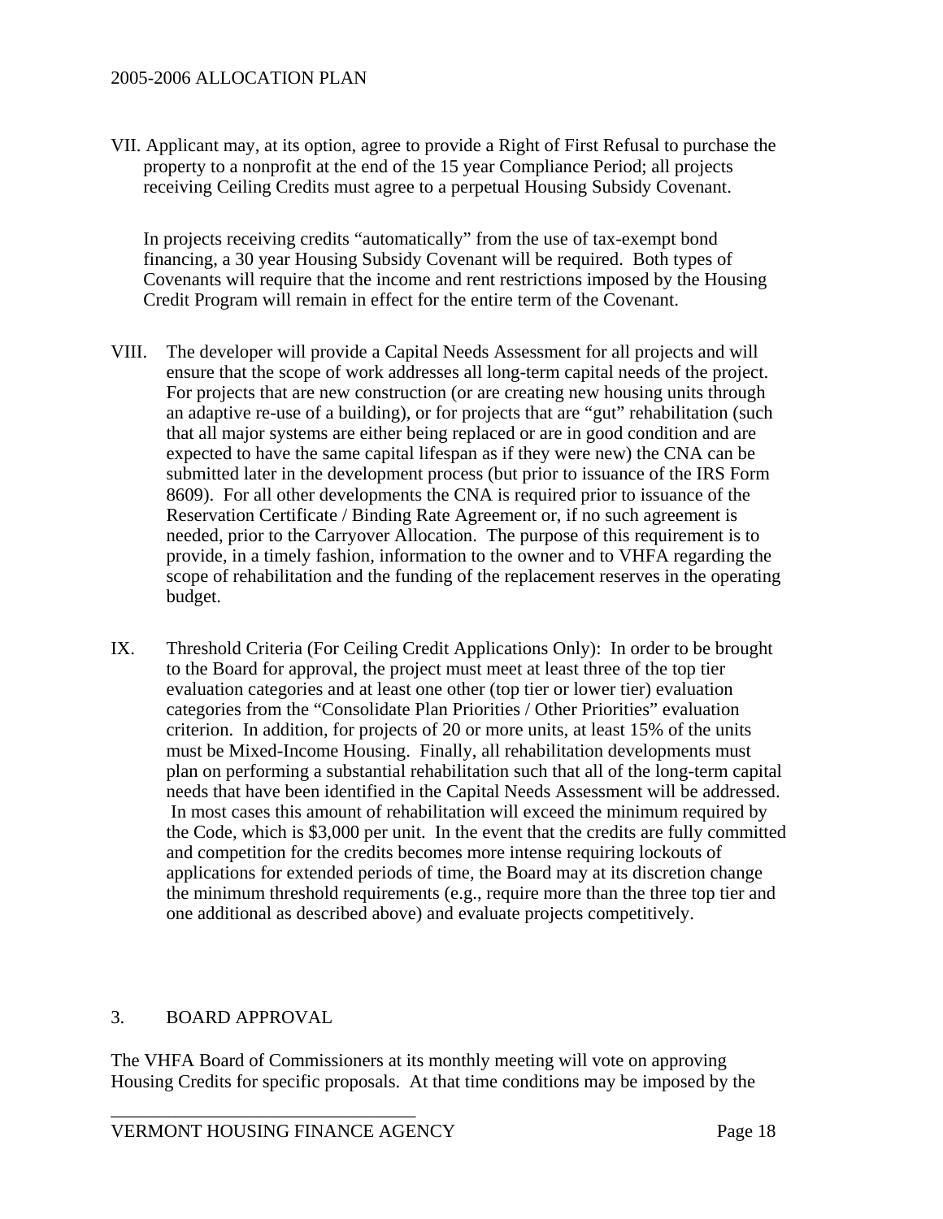VII. Applicant may, at its option, agree to provide a Right of First Refusal to purchase the property to a nonprofit at the end of the 15 year Compliance Period; all projects receiving Ceiling Credits must agree to a perpetual Housing Subsidy Covenant.

In projects receiving credits "automatically" from the use of tax-exempt bond financing, a 30 year Housing Subsidy Covenant will be required. Both types of Covenants will require that the income and rent restrictions imposed by the Housing Credit Program will remain in effect for the entire term of the Covenant.

VIII. The developer will provide a Capital Needs Assessment for all projects and will ensure that the scope of work addresses all long-term capital needs of the project. For projects that are new construction (or are creating new housing units through an adaptive re-use of a building), or for projects that are "gut" rehabilitation (such that all major systems are either being replaced or are in good condition and are expected to have the same capital lifespan as if they were new) the CNA can be submitted later in the development process (but prior to issuance of the IRS Form 8609). For all other developments the CNA is required prior to issuance of the Reservation Certificate / Binding Rate Agreement or, if no such agreement is needed, prior to the Carryover Allocation. The purpose of this requirement is to provide, in a timely fashion, information to the owner and to VHFA regarding the scope of rehabilitation and the funding of the replacement reserves in the operating budget.

IX. Threshold Criteria (For Ceiling Credit Applications Only): In order to be brought to the Board for approval, the project must meet at least three of the top tier evaluation categories and at least one other (top tier or lower tier) evaluation categories from the "Consolidate Plan Priorities / Other Priorities" evaluation criterion. In addition, for projects of 20 or more units, at least 15% of the units must be Mixed-Income Housing. Finally, all rehabilitation developments must plan on performing a substantial rehabilitation such that all of the long-term capital needs that have been identified in the Capital Needs Assessment will be addressed. In most cases this amount of rehabilitation will exceed the minimum required by the Code, which is $3,000 per unit. In the event that the credits are fully committed and competition for the credits becomes more intense requiring lockouts of applications for extended periods of time, the Board may at its discretion change the minimum threshold requirements (e.g., require more than the three top tier and one additional as described above) and evaluate projects competitively.

## 3. BOARD APPROVAL

The VHFA Board of Commissioners at its monthly meeting will vote on approving Housing Credits for specific proposals. At that time conditions may be imposed by the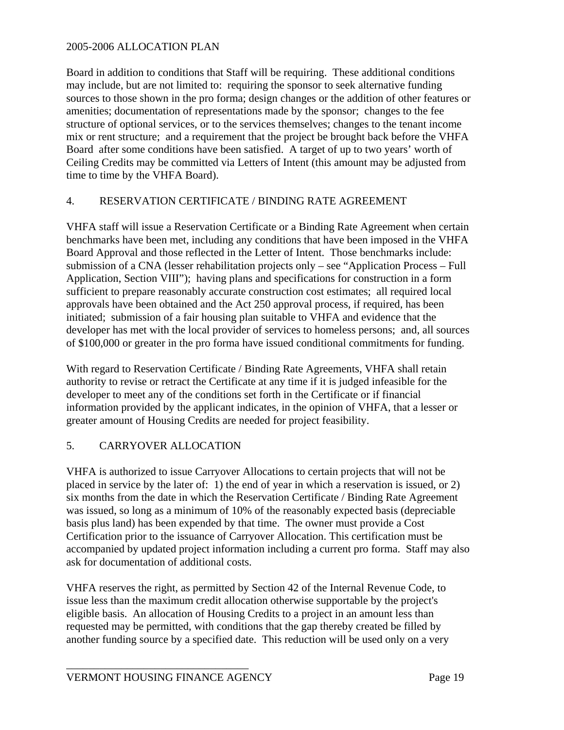Board in addition to conditions that Staff will be requiring. These additional conditions may include, but are not limited to: requiring the sponsor to seek alternative funding sources to those shown in the pro forma; design changes or the addition of other features or amenities; documentation of representations made by the sponsor; changes to the fee structure of optional services, or to the services themselves; changes to the tenant income mix or rent structure; and a requirement that the project be brought back before the VHFA Board after some conditions have been satisfied. A target of up to two years' worth of Ceiling Credits may be committed via Letters of Intent (this amount may be adjusted from time to time by the VHFA Board).

## 4. RESERVATION CERTIFICATE / BINDING RATE AGREEMENT

VHFA staff will issue a Reservation Certificate or a Binding Rate Agreement when certain benchmarks have been met, including any conditions that have been imposed in the VHFA Board Approval and those reflected in the Letter of Intent. Those benchmarks include: submission of a CNA (lesser rehabilitation projects only – see "Application Process – Full Application, Section VIII"); having plans and specifications for construction in a form sufficient to prepare reasonably accurate construction cost estimates; all required local approvals have been obtained and the Act 250 approval process, if required, has been initiated; submission of a fair housing plan suitable to VHFA and evidence that the developer has met with the local provider of services to homeless persons; and, all sources of $100,000 or greater in the pro forma have issued conditional commitments for funding.

With regard to Reservation Certificate / Binding Rate Agreements, VHFA shall retain authority to revise or retract the Certificate at any time if it is judged infeasible for the developer to meet any of the conditions set forth in the Certificate or if financial information provided by the applicant indicates, in the opinion of VHFA, that a lesser or greater amount of Housing Credits are needed for project feasibility.

## 5. CARRYOVER ALLOCATION

VHFA is authorized to issue Carryover Allocations to certain projects that will not be placed in service by the later of: 1) the end of year in which a reservation is issued, or 2) six months from the date in which the Reservation Certificate / Binding Rate Agreement was issued, so long as a minimum of 10% of the reasonably expected basis (depreciable basis plus land) has been expended by that time. The owner must provide a Cost Certification prior to the issuance of Carryover Allocation. This certification must be accompanied by updated project information including a current pro forma. Staff may also ask for documentation of additional costs.

VHFA reserves the right, as permitted by Section 42 of the Internal Revenue Code, to issue less than the maximum credit allocation otherwise supportable by the project's eligible basis. An allocation of Housing Credits to a project in an amount less than requested may be permitted, with conditions that the gap thereby created be filled by another funding source by a specified date. This reduction will be used only on a very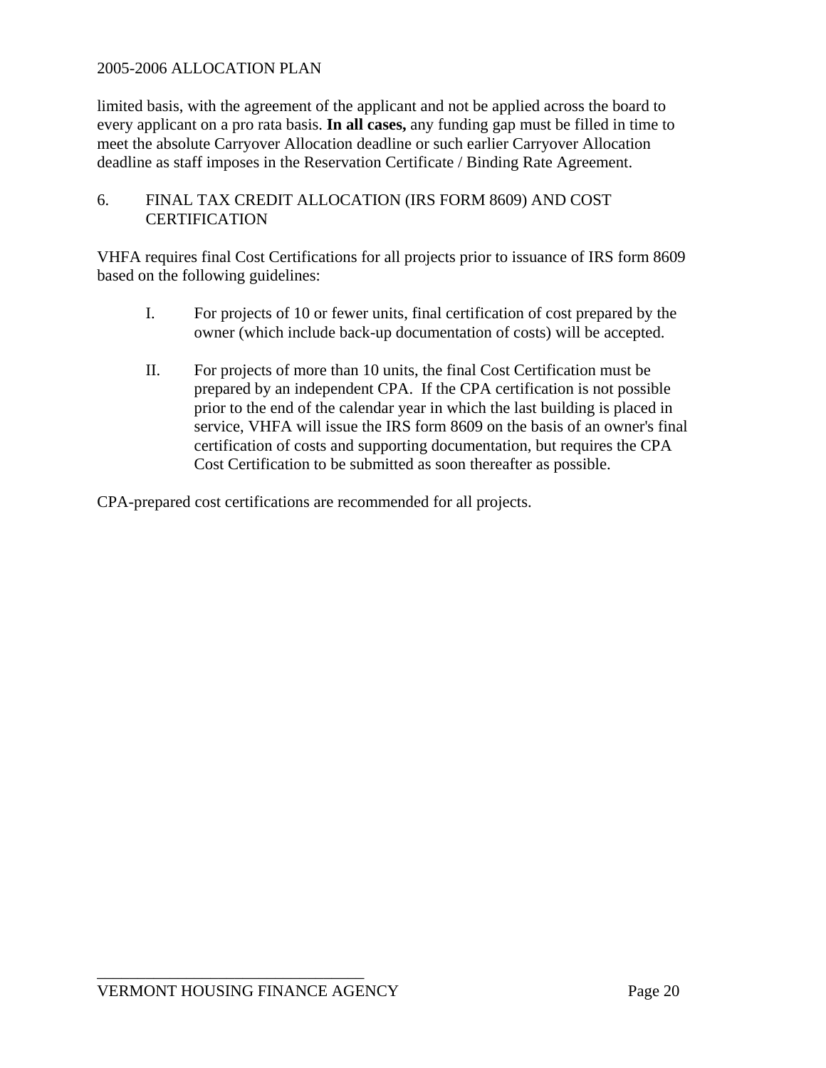limited basis, with the agreement of the applicant and not be applied across the board to every applicant on a pro rata basis. **In all cases,** any funding gap must be filled in time to meet the absolute Carryover Allocation deadline or such earlier Carryover Allocation deadline as staff imposes in the Reservation Certificate / Binding Rate Agreement.

## 6. FINAL TAX CREDIT ALLOCATION (IRS FORM 8609) AND COST CERTIFICATION

VHFA requires final Cost Certifications for all projects prior to issuance of IRS form 8609 based on the following guidelines:

I. For projects of 10 or fewer units, final certification of cost prepared by the owner (which include back-up documentation of costs) will be accepted.

II. For projects of more than 10 units, the final Cost Certification must be prepared by an independent CPA. If the CPA certification is not possible prior to the end of the calendar year in which the last building is placed in service, VHFA will issue the IRS form 8609 on the basis of an owner's final certification of costs and supporting documentation, but requires the CPA Cost Certification to be submitted as soon thereafter as possible.

CPA-prepared cost certifications are recommended for all projects.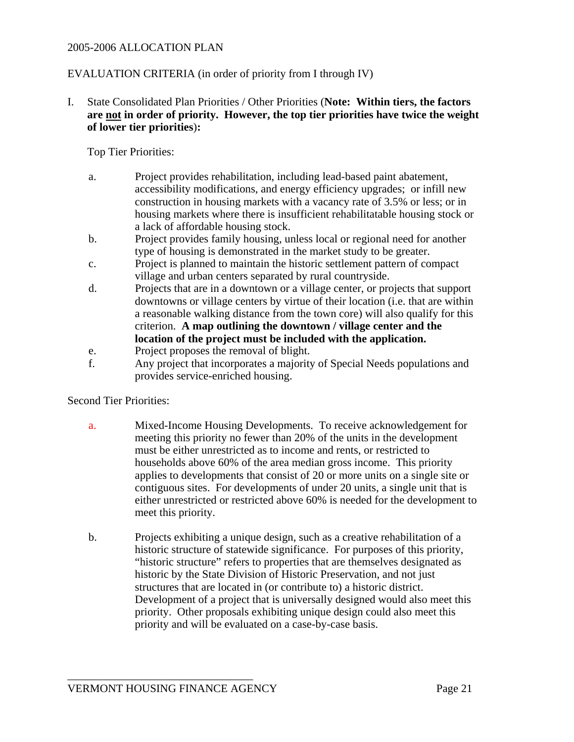2005-2006 ALLOCATION PLAN

EVALUATION CRITERIA (in order of priority from I through IV)

I. State Consolidated Plan Priorities / Other Priorities (**Note: Within tiers, the factors are not in order of priority. However, the top tier priorities have twice the weight of lower tier priorities**):

Top Tier Priorities:

a. Project provides rehabilitation, including lead-based paint abatement, accessibility modifications, and energy efficiency upgrades; or infill new construction in housing markets with a vacancy rate of 3.5% or less; or in housing markets where there is insufficient rehabilitatable housing stock or a lack of affordable housing stock.

b. Project provides family housing, unless local or regional need for another type of housing is demonstrated in the market study to be greater.

c. Project is planned to maintain the historic settlement pattern of compact village and urban centers separated by rural countryside.

d. Projects that are in a downtown or a village center, or projects that support downtowns or village centers by virtue of their location (i.e. that are within a reasonable walking distance from the town core) will also qualify for this criterion. **A map outlining the downtown / village center and the location of the project must be included with the application.**

e. Project proposes the removal of blight.

f. Any project that incorporates a majority of Special Needs populations and provides service-enriched housing.

Second Tier Priorities:

a. Mixed-Income Housing Developments. To receive acknowledgement for meeting this priority no fewer than 20% of the units in the development must be either unrestricted as to income and rents, or restricted to households above 60% of the area median gross income. This priority applies to developments that consist of 20 or more units on a single site or contiguous sites. For developments of under 20 units, a single unit that is either unrestricted or restricted above 60% is needed for the development to meet this priority.

b. Projects exhibiting a unique design, such as a creative rehabilitation of a historic structure of statewide significance. For purposes of this priority, "historic structure" refers to properties that are themselves designated as historic by the State Division of Historic Preservation, and not just structures that are located in (or contribute to) a historic district. Development of a project that is universally designed would also meet this priority. Other proposals exhibiting unique design could also meet this priority and will be evaluated on a case-by-case basis.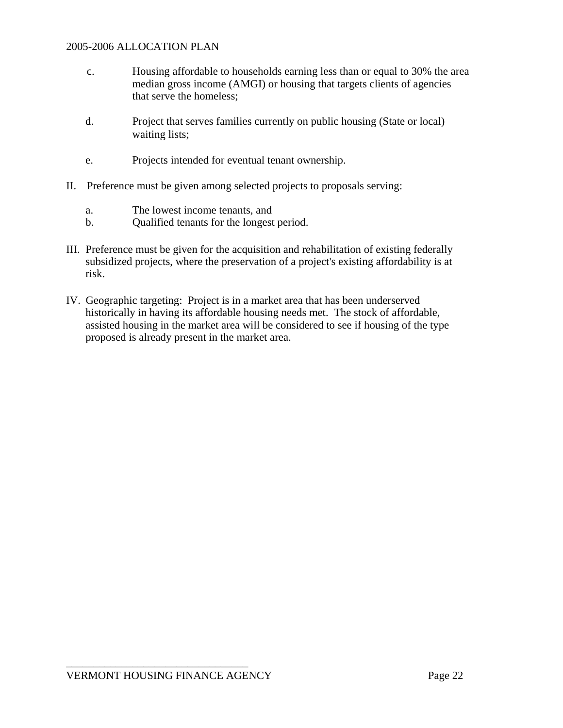c. Housing affordable to households earning less than or equal to 30% the area median gross income (AMGI) or housing that targets clients of agencies that serve the homeless;

d. Project that serves families currently on public housing (State or local) waiting lists;

e. Projects intended for eventual tenant ownership.

II. Preference must be given among selected projects to proposals serving:

a. The lowest income tenants, and
b. Qualified tenants for the longest period.

III. Preference must be given for the acquisition and rehabilitation of existing federally subsidized projects, where the preservation of a project's existing affordability is at risk.

IV. Geographic targeting: Project is in a market area that has been underserved historically in having its affordable housing needs met. The stock of affordable, assisted housing in the market area will be considered to see if housing of the type proposed is already present in the market area.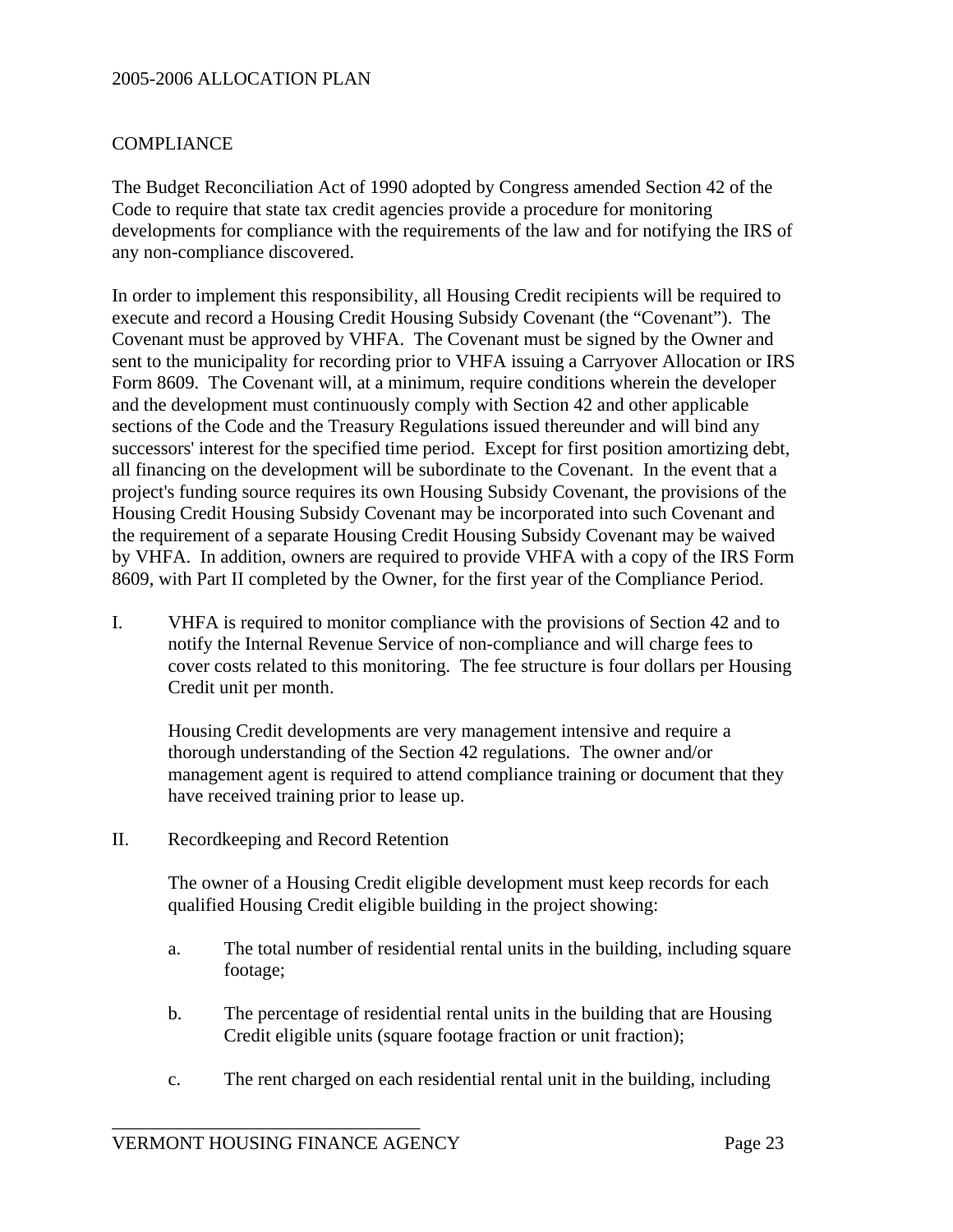## COMPLIANCE

The Budget Reconciliation Act of 1990 adopted by Congress amended Section 42 of the Code to require that state tax credit agencies provide a procedure for monitoring developments for compliance with the requirements of the law and for notifying the IRS of any non-compliance discovered.

In order to implement this responsibility, all Housing Credit recipients will be required to execute and record a Housing Credit Housing Subsidy Covenant (the "Covenant"). The Covenant must be approved by VHFA. The Covenant must be signed by the Owner and sent to the municipality for recording prior to VHFA issuing a Carryover Allocation or IRS Form 8609. The Covenant will, at a minimum, require conditions wherein the developer and the development must continuously comply with Section 42 and other applicable sections of the Code and the Treasury Regulations issued thereunder and will bind any successors' interest for the specified time period. Except for first position amortizing debt, all financing on the development will be subordinate to the Covenant. In the event that a project's funding source requires its own Housing Subsidy Covenant, the provisions of the Housing Credit Housing Subsidy Covenant may be incorporated into such Covenant and the requirement of a separate Housing Credit Housing Subsidy Covenant may be waived by VHFA. In addition, owners are required to provide VHFA with a copy of the IRS Form 8609, with Part II completed by the Owner, for the first year of the Compliance Period.

I. VHFA is required to monitor compliance with the provisions of Section 42 and to notify the Internal Revenue Service of non-compliance and will charge fees to cover costs related to this monitoring. The fee structure is four dollars per Housing Credit unit per month.

   Housing Credit developments are very management intensive and require a thorough understanding of the Section 42 regulations. The owner and/or management agent is required to attend compliance training or document that they have received training prior to lease up.

II. Recordkeeping and Record Retention

   The owner of a Housing Credit eligible development must keep records for each qualified Housing Credit eligible building in the project showing:

   a. The total number of residential rental units in the building, including square footage;

   b. The percentage of residential rental units in the building that are Housing Credit eligible units (square footage fraction or unit fraction);

   c. The rent charged on each residential rental unit in the building, including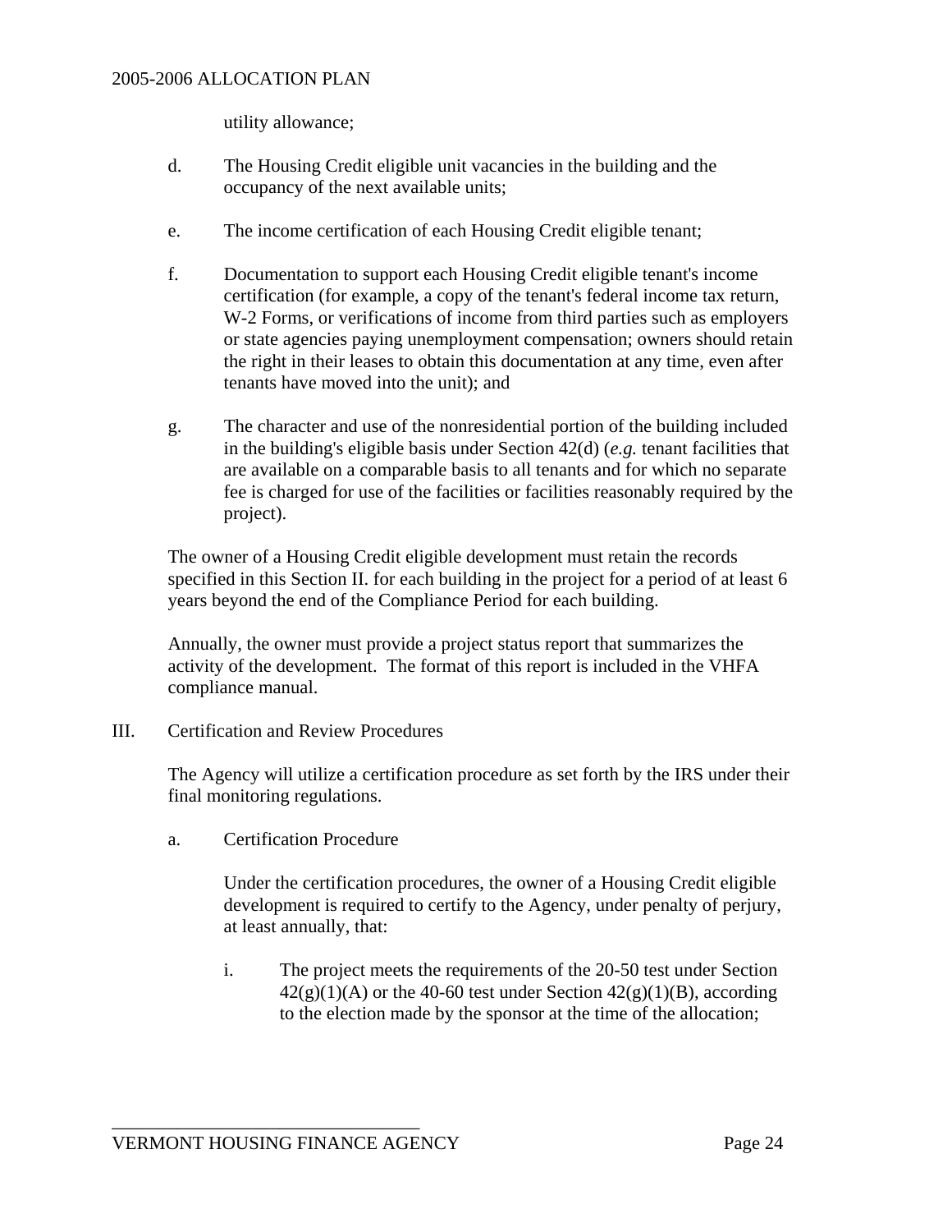utility allowance;

d. The Housing Credit eligible unit vacancies in the building and the occupancy of the next available units;

e. The income certification of each Housing Credit eligible tenant;

f. Documentation to support each Housing Credit eligible tenant's income certification (for example, a copy of the tenant's federal income tax return, W-2 Forms, or verifications of income from third parties such as employers or state agencies paying unemployment compensation; owners should retain the right in their leases to obtain this documentation at any time, even after tenants have moved into the unit); and

g. The character and use of the nonresidential portion of the building included in the building's eligible basis under Section 42(d) (*e.g.* tenant facilities that are available on a comparable basis to all tenants and for which no separate fee is charged for use of the facilities or facilities reasonably required by the project).

The owner of a Housing Credit eligible development must retain the records specified in this Section II. for each building in the project for a period of at least 6 years beyond the end of the Compliance Period for each building.

Annually, the owner must provide a project status report that summarizes the activity of the development. The format of this report is included in the VHFA compliance manual.

III. Certification and Review Procedures

The Agency will utilize a certification procedure as set forth by the IRS under their final monitoring regulations.

a. Certification Procedure

Under the certification procedures, the owner of a Housing Credit eligible development is required to certify to the Agency, under penalty of perjury, at least annually, that:

i. The project meets the requirements of the 20-50 test under Section 42(g)(1)(A) or the 40-60 test under Section 42(g)(1)(B), according to the election made by the sponsor at the time of the allocation;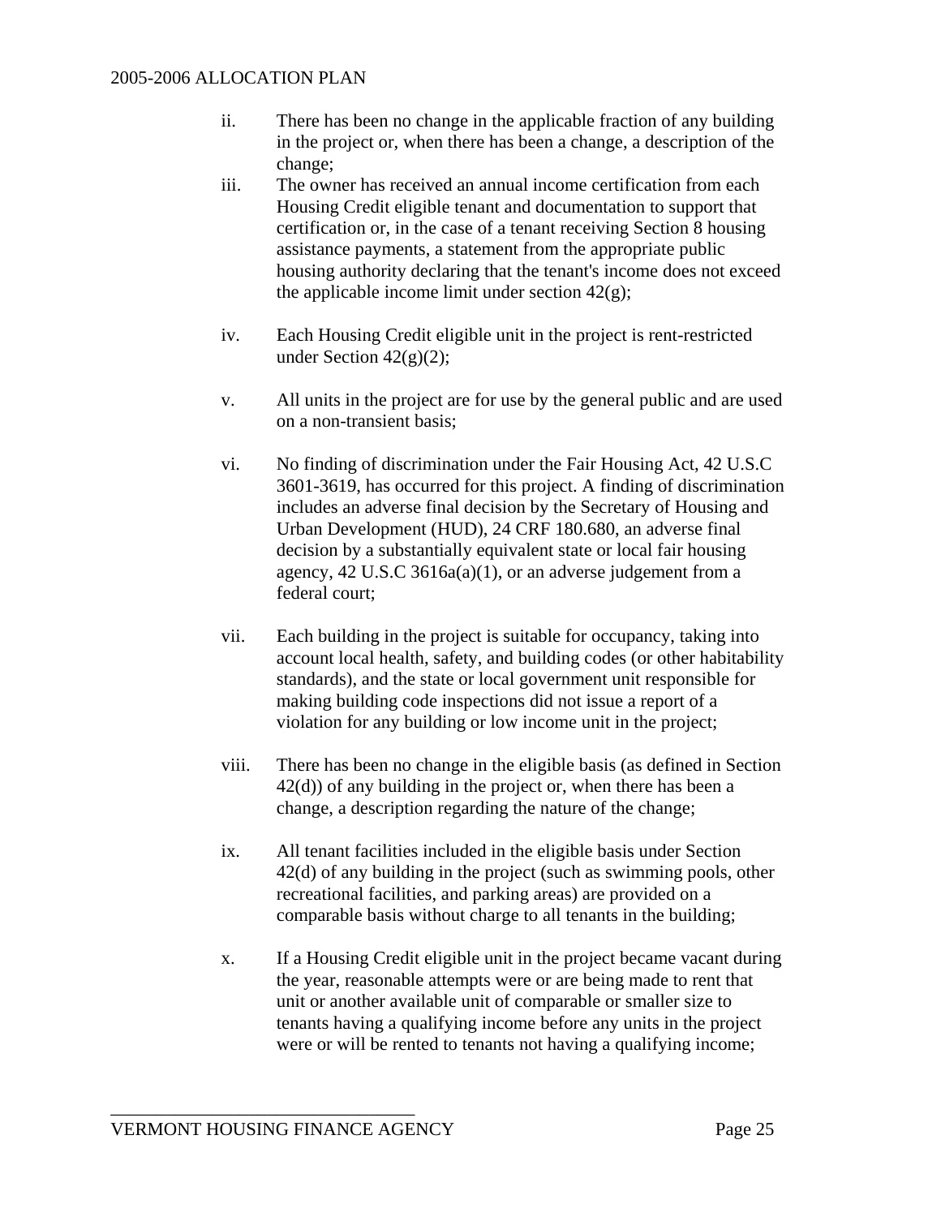ii. There has been no change in the applicable fraction of any building in the project or, when there has been a change, a description of the change;

iii. The owner has received an annual income certification from each Housing Credit eligible tenant and documentation to support that certification or, in the case of a tenant receiving Section 8 housing assistance payments, a statement from the appropriate public housing authority declaring that the tenant's income does not exceed the applicable income limit under section 42(g);

iv. Each Housing Credit eligible unit in the project is rent-restricted under Section 42(g)(2);

v. All units in the project are for use by the general public and are used on a non-transient basis;

vi. No finding of discrimination under the Fair Housing Act, 42 U.S.C 3601-3619, has occurred for this project. A finding of discrimination includes an adverse final decision by the Secretary of Housing and Urban Development (HUD), 24 CRF 180.680, an adverse final decision by a substantially equivalent state or local fair housing agency, 42 U.S.C 3616a(a)(1), or an adverse judgement from a federal court;

vii. Each building in the project is suitable for occupancy, taking into account local health, safety, and building codes (or other habitability standards), and the state or local government unit responsible for making building code inspections did not issue a report of a violation for any building or low income unit in the project;

viii. There has been no change in the eligible basis (as defined in Section 42(d)) of any building in the project or, when there has been a change, a description regarding the nature of the change;

ix. All tenant facilities included in the eligible basis under Section 42(d) of any building in the project (such as swimming pools, other recreational facilities, and parking areas) are provided on a comparable basis without charge to all tenants in the building;

x. If a Housing Credit eligible unit in the project became vacant during the year, reasonable attempts were or are being made to rent that unit or another available unit of comparable or smaller size to tenants having a qualifying income before any units in the project were or will be rented to tenants not having a qualifying income;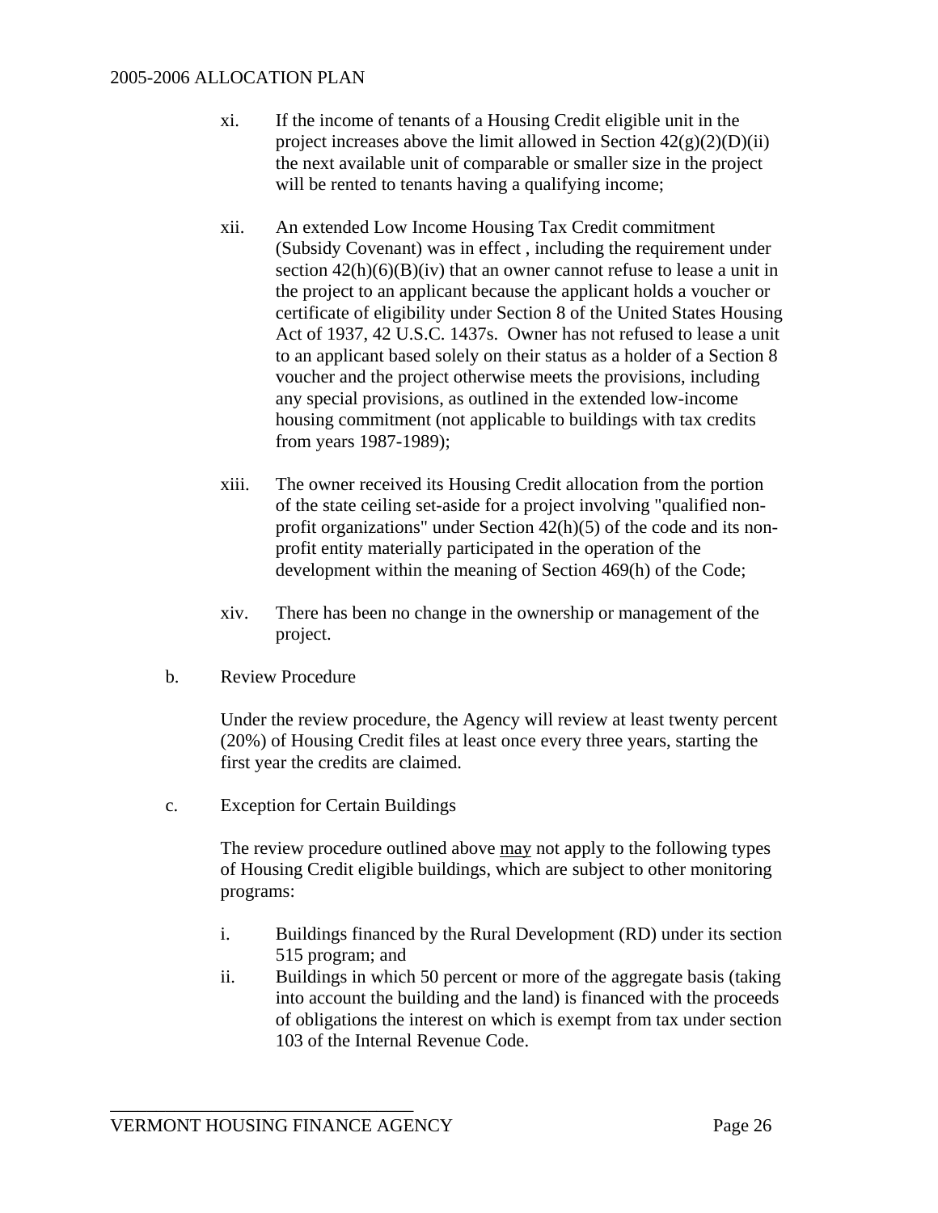xi. If the income of tenants of a Housing Credit eligible unit in the project increases above the limit allowed in Section 42(g)(2)(D)(ii) the next available unit of comparable or smaller size in the project will be rented to tenants having a qualifying income;

xii. An extended Low Income Housing Tax Credit commitment (Subsidy Covenant) was in effect , including the requirement under section 42(h)(6)(B)(iv) that an owner cannot refuse to lease a unit in the project to an applicant because the applicant holds a voucher or certificate of eligibility under Section 8 of the United States Housing Act of 1937, 42 U.S.C. 1437s. Owner has not refused to lease a unit to an applicant based solely on their status as a holder of a Section 8 voucher and the project otherwise meets the provisions, including any special provisions, as outlined in the extended low-income housing commitment (not applicable to buildings with tax credits from years 1987-1989);

xiii. The owner received its Housing Credit allocation from the portion of the state ceiling set-aside for a project involving "qualified non-profit organizations" under Section 42(h)(5) of the code and its non-profit entity materially participated in the operation of the development within the meaning of Section 469(h) of the Code;

xiv. There has been no change in the ownership or management of the project.

b. Review Procedure

Under the review procedure, the Agency will review at least twenty percent (20%) of Housing Credit files at least once every three years, starting the first year the credits are claimed.

c. Exception for Certain Buildings

The review procedure outlined above <u>may</u> not apply to the following types of Housing Credit eligible buildings, which are subject to other monitoring programs:

i. Buildings financed by the Rural Development (RD) under its section 515 program; and

ii. Buildings in which 50 percent or more of the aggregate basis (taking into account the building and the land) is financed with the proceeds of obligations the interest on which is exempt from tax under section 103 of the Internal Revenue Code.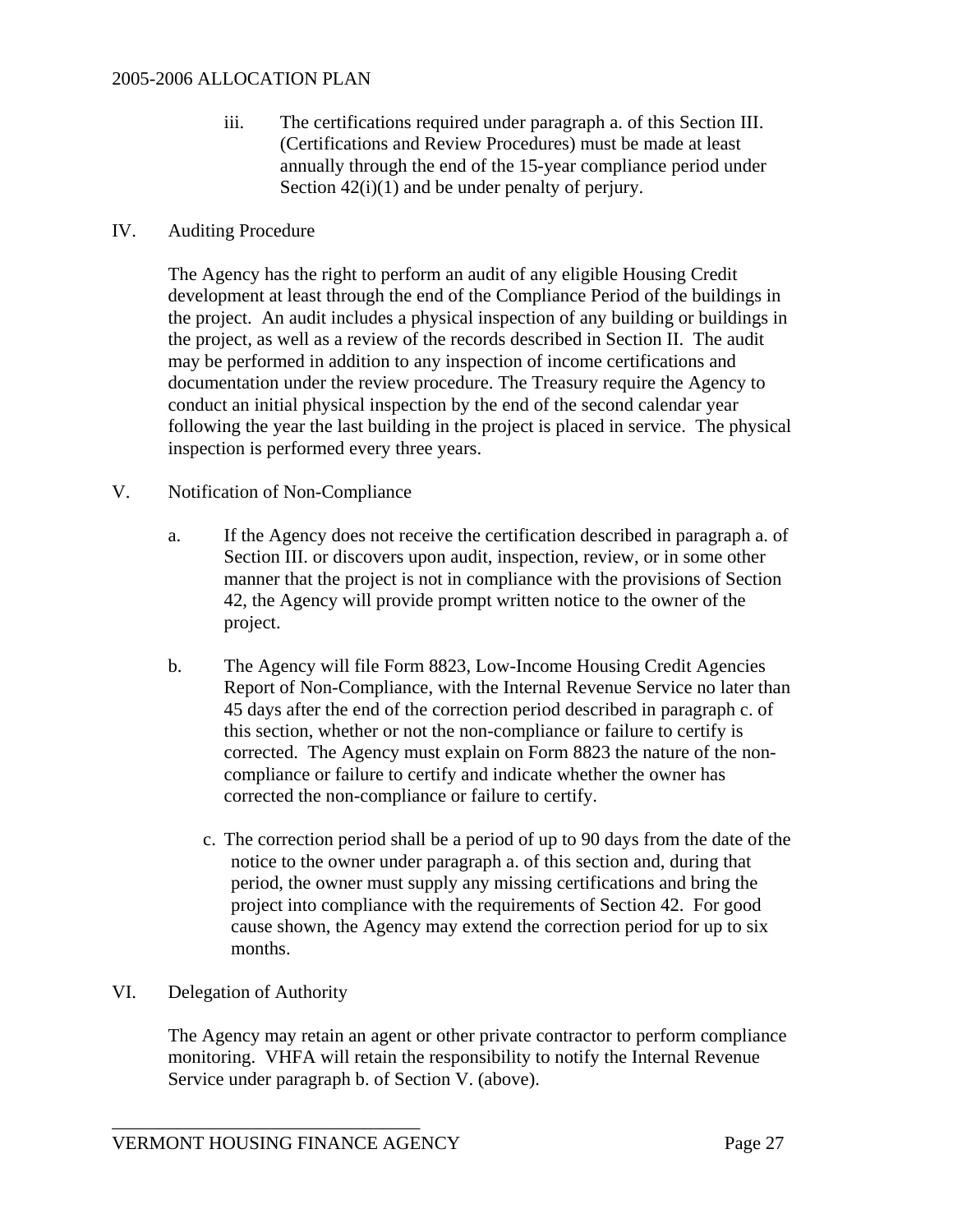iii. The certifications required under paragraph a. of this Section III. (Certifications and Review Procedures) must be made at least annually through the end of the 15-year compliance period under Section 42(i)(1) and be under penalty of perjury.

## IV. Auditing Procedure

The Agency has the right to perform an audit of any eligible Housing Credit development at least through the end of the Compliance Period of the buildings in the project. An audit includes a physical inspection of any building or buildings in the project, as well as a review of the records described in Section II. The audit may be performed in addition to any inspection of income certifications and documentation under the review procedure. The Treasury require the Agency to conduct an initial physical inspection by the end of the second calendar year following the year the last building in the project is placed in service. The physical inspection is performed every three years.

## V. Notification of Non-Compliance

a. If the Agency does not receive the certification described in paragraph a. of Section III. or discovers upon audit, inspection, review, or in some other manner that the project is not in compliance with the provisions of Section 42, the Agency will provide prompt written notice to the owner of the project.

b. The Agency will file Form 8823, Low-Income Housing Credit Agencies Report of Non-Compliance, with the Internal Revenue Service no later than 45 days after the end of the correction period described in paragraph c. of this section, whether or not the non-compliance or failure to certify is corrected. The Agency must explain on Form 8823 the nature of the non-compliance or failure to certify and indicate whether the owner has corrected the non-compliance or failure to certify.

c. The correction period shall be a period of up to 90 days from the date of the notice to the owner under paragraph a. of this section and, during that period, the owner must supply any missing certifications and bring the project into compliance with the requirements of Section 42. For good cause shown, the Agency may extend the correction period for up to six months.

## VI. Delegation of Authority

The Agency may retain an agent or other private contractor to perform compliance monitoring. VHFA will retain the responsibility to notify the Internal Revenue Service under paragraph b. of Section V. (above).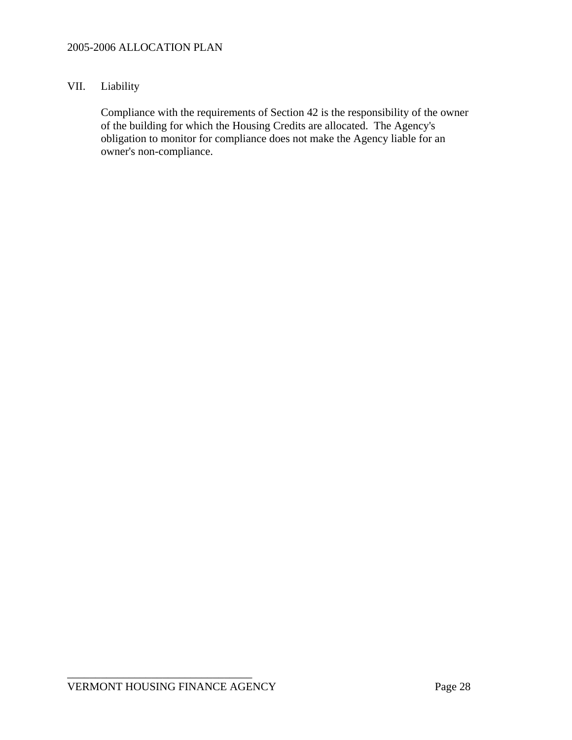## VII. Liability

Compliance with the requirements of Section 42 is the responsibility of the owner of the building for which the Housing Credits are allocated. The Agency's obligation to monitor for compliance does not make the Agency liable for an owner's non-compliance.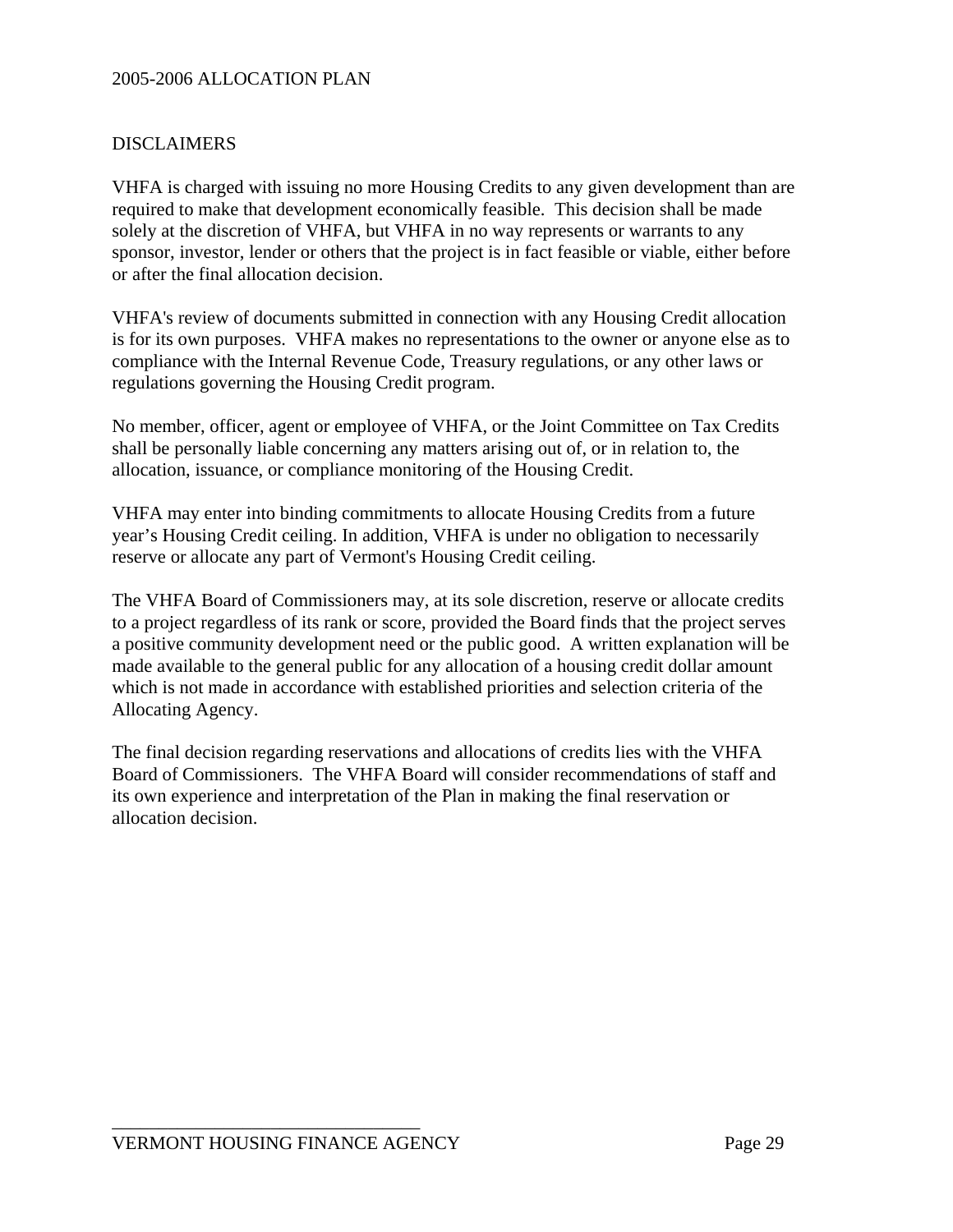## DISCLAIMERS

VHFA is charged with issuing no more Housing Credits to any given development than are required to make that development economically feasible. This decision shall be made solely at the discretion of VHFA, but VHFA in no way represents or warrants to any sponsor, investor, lender or others that the project is in fact feasible or viable, either before or after the final allocation decision.

VHFA's review of documents submitted in connection with any Housing Credit allocation is for its own purposes. VHFA makes no representations to the owner or anyone else as to compliance with the Internal Revenue Code, Treasury regulations, or any other laws or regulations governing the Housing Credit program.

No member, officer, agent or employee of VHFA, or the Joint Committee on Tax Credits shall be personally liable concerning any matters arising out of, or in relation to, the allocation, issuance, or compliance monitoring of the Housing Credit.

VHFA may enter into binding commitments to allocate Housing Credits from a future year's Housing Credit ceiling. In addition, VHFA is under no obligation to necessarily reserve or allocate any part of Vermont's Housing Credit ceiling.

The VHFA Board of Commissioners may, at its sole discretion, reserve or allocate credits to a project regardless of its rank or score, provided the Board finds that the project serves a positive community development need or the public good. A written explanation will be made available to the general public for any allocation of a housing credit dollar amount which is not made in accordance with established priorities and selection criteria of the Allocating Agency.

The final decision regarding reservations and allocations of credits lies with the VHFA Board of Commissioners. The VHFA Board will consider recommendations of staff and its own experience and interpretation of the Plan in making the final reservation or allocation decision.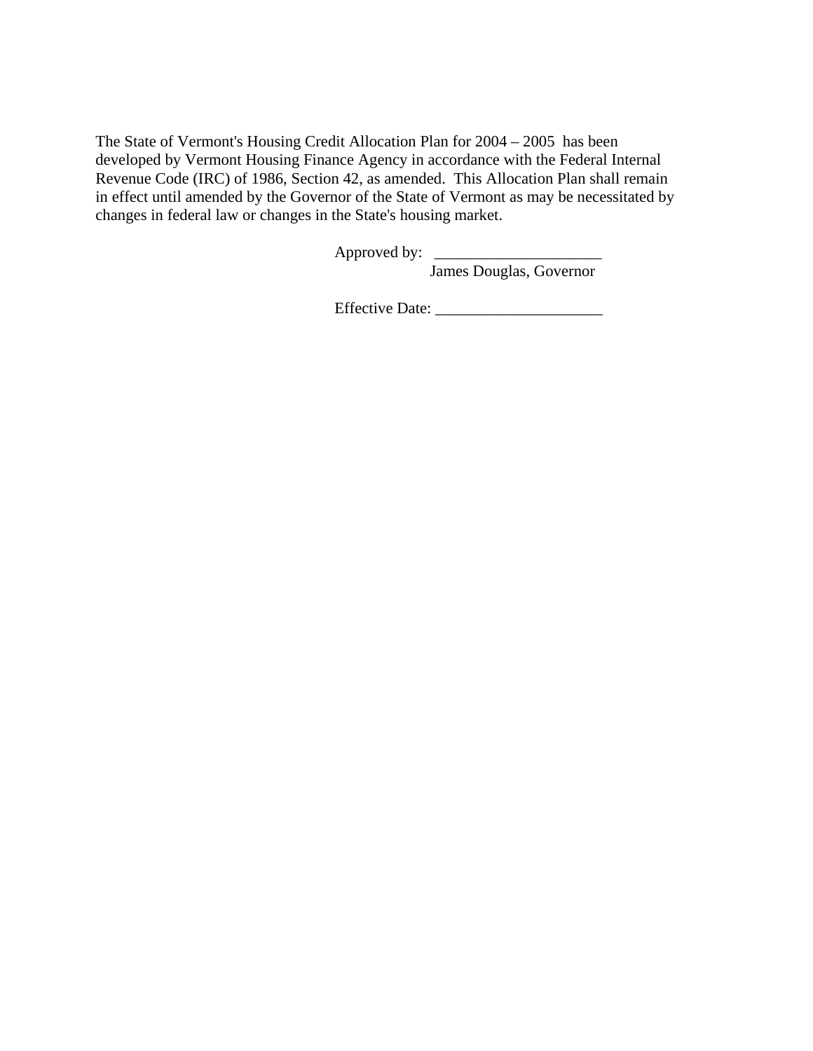The State of Vermont's Housing Credit Allocation Plan for 2004 – 2005 has been developed by Vermont Housing Finance Agency in accordance with the Federal Internal Revenue Code (IRC) of 1986, Section 42, as amended. This Allocation Plan shall remain in effect until amended by the Governor of the State of Vermont as may be necessitated by changes in federal law or changes in the State's housing market.

Approved by: _____________________
James Douglas, Governor

Effective Date: _____________________